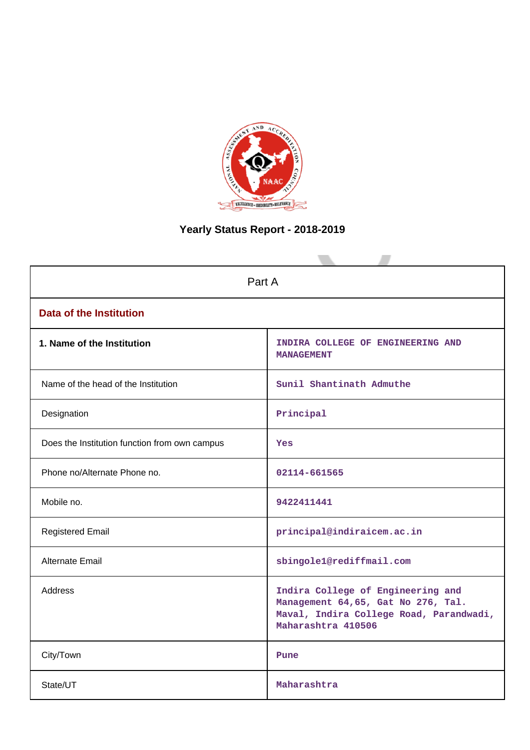# Yearly Status Report - 2018-2019

| Part A | |
|---|---|
| **Data of the Institution** | |
| **1. Name of the Institution** | INDIRA COLLEGE OF ENGINEERING AND MANAGEMENT |
| Name of the head of the Institution | Sunil Shantinath Admuthe |
| Designation | Principal |
| Does the Institution function from own campus | Yes |
| Phone no/Alternate Phone no. | 02114-661565 |
| Mobile no. | 9422411441 |
| Registered Email | principal@indiraicem.ac.in |
| Alternate Email | sbingole1@rediffmail.com |
| Address | Indira College of Engineering and Management 64,65, Gat No 276, Tal. Maval, Indira College Road, Parandwadi, Maharashtra 410506 |
| City/Town | Pune |
| State/UT | Maharashtra |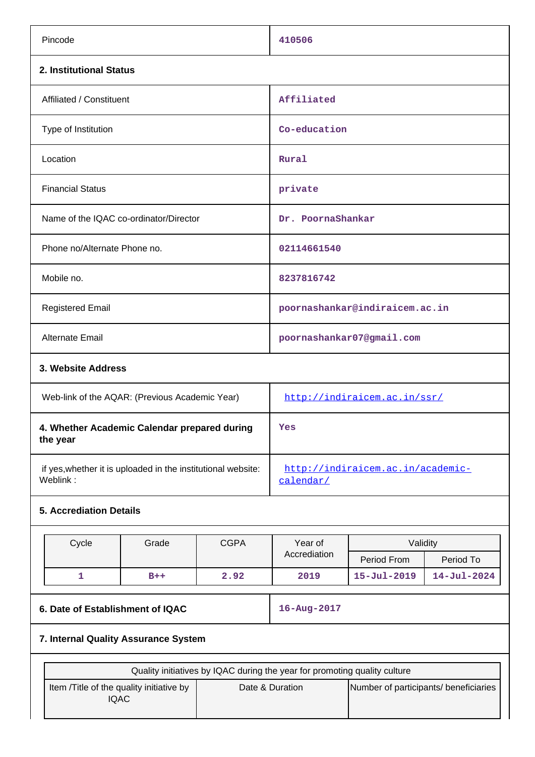| | |
|---|---|
| Pincode | 410506 |

**2. Institutional Status**

| | |
|---|---|
| Affiliated / Constituent | Affiliated |
| Type of Institution | Co-education |
| Location | Rural |
| Financial Status | private |
| Name of the IQAC co-ordinator/Director | Dr. PoornaShankar |
| Phone no/Alternate Phone no. | 02114661540 |
| Mobile no. | 8237816742 |
| Registered Email | poornashankar@indiraicem.ac.in |
| Alternate Email | poornashankar07@gmail.com |

**3. Website Address**

| | |
|---|---|
| Web-link of the AQAR: (Previous Academic Year) | http://indiraicem.ac.in/ssr/ |
| **4. Whether Academic Calendar prepared during the year** | Yes |
| if yes,whether it is uploaded in the institutional website: Weblink : | http://indiraicem.ac.in/academic-calendar/ |

**5. Accrediation Details**

| Cycle | Grade | CGPA | Year of Accrediation | Validity | |
|---|---|---|---|---|---|
| | | | | Period From | Period To |
| 1 | B++ | 2.92 | 2019 | 15-Jul-2019 | 14-Jul-2024 |

| | |
|---|---|
| **6. Date of Establishment of IQAC** | 16-Aug-2017 |

**7. Internal Quality Assurance System**

| Quality initiatives by IQAC during the year for promoting quality culture | | |
|---|---|---|
| Item /Title of the quality initiative by IQAC | Date & Duration | Number of participants/ beneficiaries |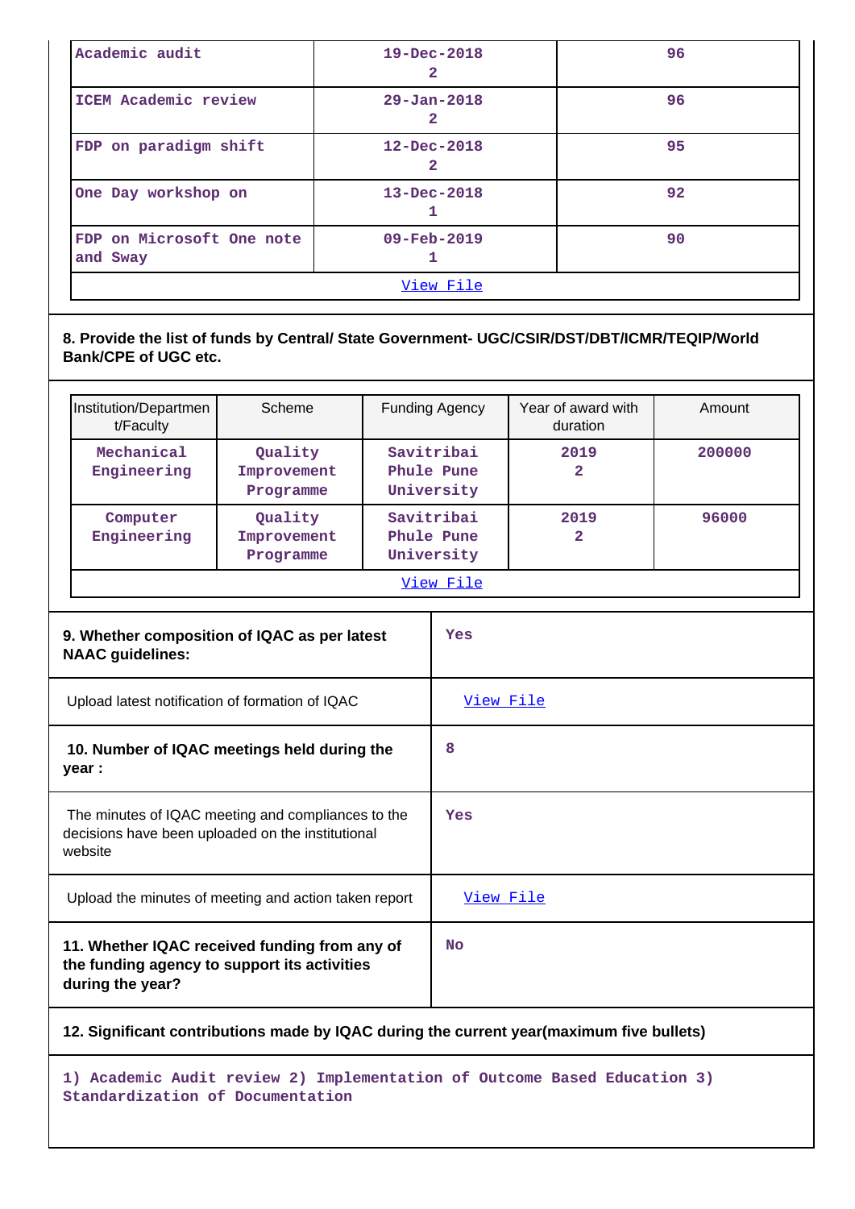| | | |
|---|---|---|
| Academic audit | 19-Dec-2018 2 | 96 |
| ICEM Academic review | 29-Jan-2018 2 | 96 |
| FDP on paradigm shift | 12-Dec-2018 2 | 95 |
| One Day workshop on | 13-Dec-2018 1 | 92 |
| FDP on Microsoft One note and Sway | 09-Feb-2019 1 | 90 |
| View File | | |

**8. Provide the list of funds by Central/ State Government- UGC/CSIR/DST/DBT/ICMR/TEQIP/World Bank/CPE of UGC etc.**

| Institution/Department/Faculty | Scheme | Funding Agency | Year of award with duration | Amount |
|---|---|---|---|---|
| Mechanical Engineering | Quality Improvement Programme | Savitribai Phule Pune University | 2019 2 | 200000 |
| Computer Engineering | Quality Improvement Programme | Savitribai Phule Pune University | 2019 2 | 96000 |
| View File | | | | |

| | |
|---|---|
| **9. Whether composition of IQAC as per latest NAAC guidelines:** | Yes |
| Upload latest notification of formation of IQAC | View File |
| **10. Number of IQAC meetings held during the year :** | 8 |
| The minutes of IQAC meeting and compliances to the decisions have been uploaded on the institutional website | Yes |
| Upload the minutes of meeting and action taken report | View File |
| **11. Whether IQAC received funding from any of the funding agency to support its activities during the year?** | No |

**12. Significant contributions made by IQAC during the current year(maximum five bullets)**

1) Academic Audit review 2) Implementation of Outcome Based Education 3) Standardization of Documentation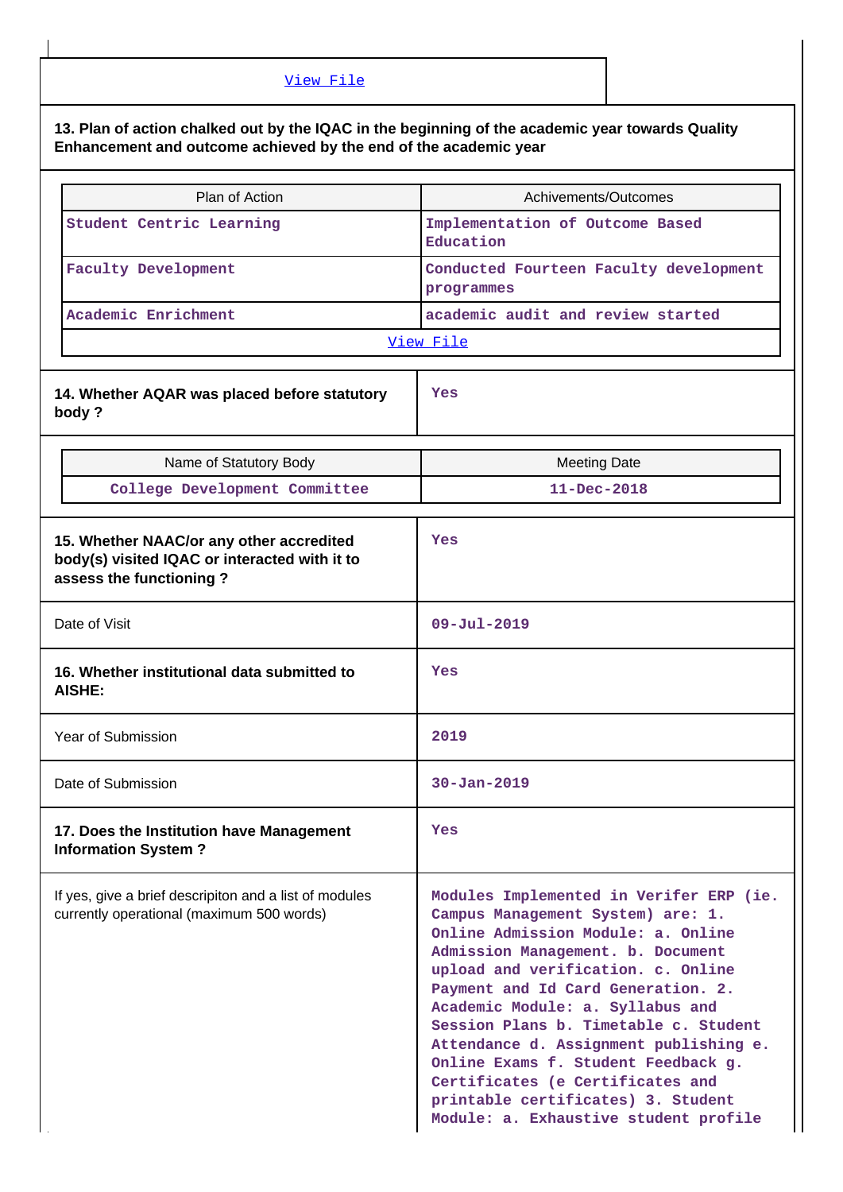[View File](#)

**13. Plan of action chalked out by the IQAC in the beginning of the academic year towards Quality Enhancement and outcome achieved by the end of the academic year**

| Plan of Action | Achivements/Outcomes |
|---|---|
| Student Centric Learning | Implementation of Outcome Based Education |
| Faculty Development | Conducted Fourteen Faculty development programmes |
| Academic Enrichment | academic audit and review started |
| [View File](#) | |

| | |
|---|---|
| **14. Whether AQAR was placed before statutory body ?** | Yes |

| Name of Statutory Body | Meeting Date |
|---|---|
| College Development Committee | 11-Dec-2018 |

| | |
|---|---|
| **15. Whether NAAC/or any other accredited body(s) visited IQAC or interacted with it to assess the functioning ?** | Yes |
| Date of Visit | 09-Jul-2019 |
| **16. Whether institutional data submitted to AISHE:** | Yes |
| Year of Submission | 2019 |
| Date of Submission | 30-Jan-2019 |
| **17. Does the Institution have Management Information System ?** | Yes |
| If yes, give a brief descripiton and a list of modules currently operational (maximum 500 words) | Modules Implemented in Verifer ERP (ie. Campus Management System) are: 1. Online Admission Module: a. Online Admission Management. b. Document upload and verification. c. Online Payment and Id Card Generation. 2. Academic Module: a. Syllabus and Session Plans b. Timetable c. Student Attendance d. Assignment publishing e. Online Exams f. Student Feedback g. Certificates (e Certificates and printable certificates) 3. Student Module: a. Exhaustive student profile |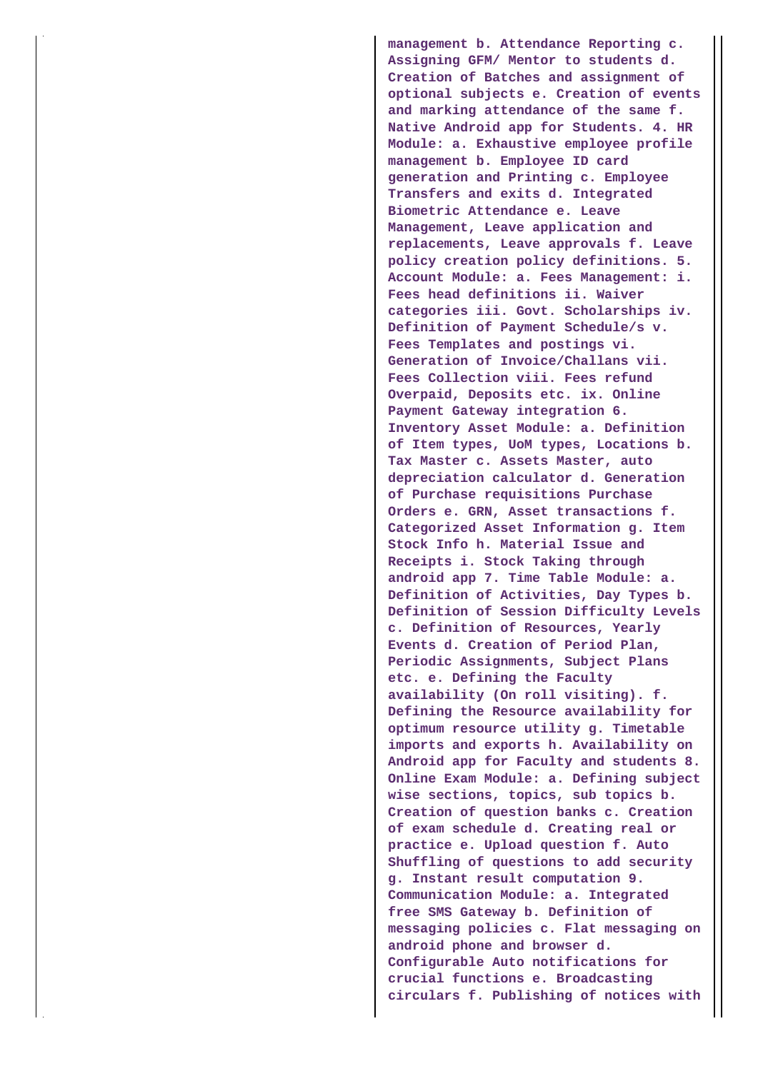| | |
|---|---|
| | management b. Attendance Reporting c. Assigning GFM/ Mentor to students d. Creation of Batches and assignment of optional subjects e. Creation of events and marking attendance of the same f. Native Android app for Students. 4. HR Module: a. Exhaustive employee profile management b. Employee ID card generation and Printing c. Employee Transfers and exits d. Integrated Biometric Attendance e. Leave Management, Leave application and replacements, Leave approvals f. Leave policy creation policy definitions. 5. Account Module: a. Fees Management: i. Fees head definitions ii. Waiver categories iii. Govt. Scholarships iv. Definition of Payment Schedule/s v. Fees Templates and postings vi. Generation of Invoice/Challans vii. Fees Collection viii. Fees refund Overpaid, Deposits etc. ix. Online Payment Gateway integration 6. Inventory Asset Module: a. Definition of Item types, UoM types, Locations b. Tax Master c. Assets Master, auto depreciation calculator d. Generation of Purchase requisitions Purchase Orders e. GRN, Asset transactions f. Categorized Asset Information g. Item Stock Info h. Material Issue and Receipts i. Stock Taking through android app 7. Time Table Module: a. Definition of Activities, Day Types b. Definition of Session Difficulty Levels c. Definition of Resources, Yearly Events d. Creation of Period Plan, Periodic Assignments, Subject Plans etc. e. Defining the Faculty availability (On roll visiting). f. Defining the Resource availability for optimum resource utility g. Timetable imports and exports h. Availability on Android app for Faculty and students 8. Online Exam Module: a. Defining subject wise sections, topics, sub topics b. Creation of question banks c. Creation of exam schedule d. Creating real or practice e. Upload question f. Auto Shuffling of questions to add security g. Instant result computation 9. Communication Module: a. Integrated free SMS Gateway b. Definition of messaging policies c. Flat messaging on android phone and browser d. Configurable Auto notifications for crucial functions e. Broadcasting circulars f. Publishing of notices with |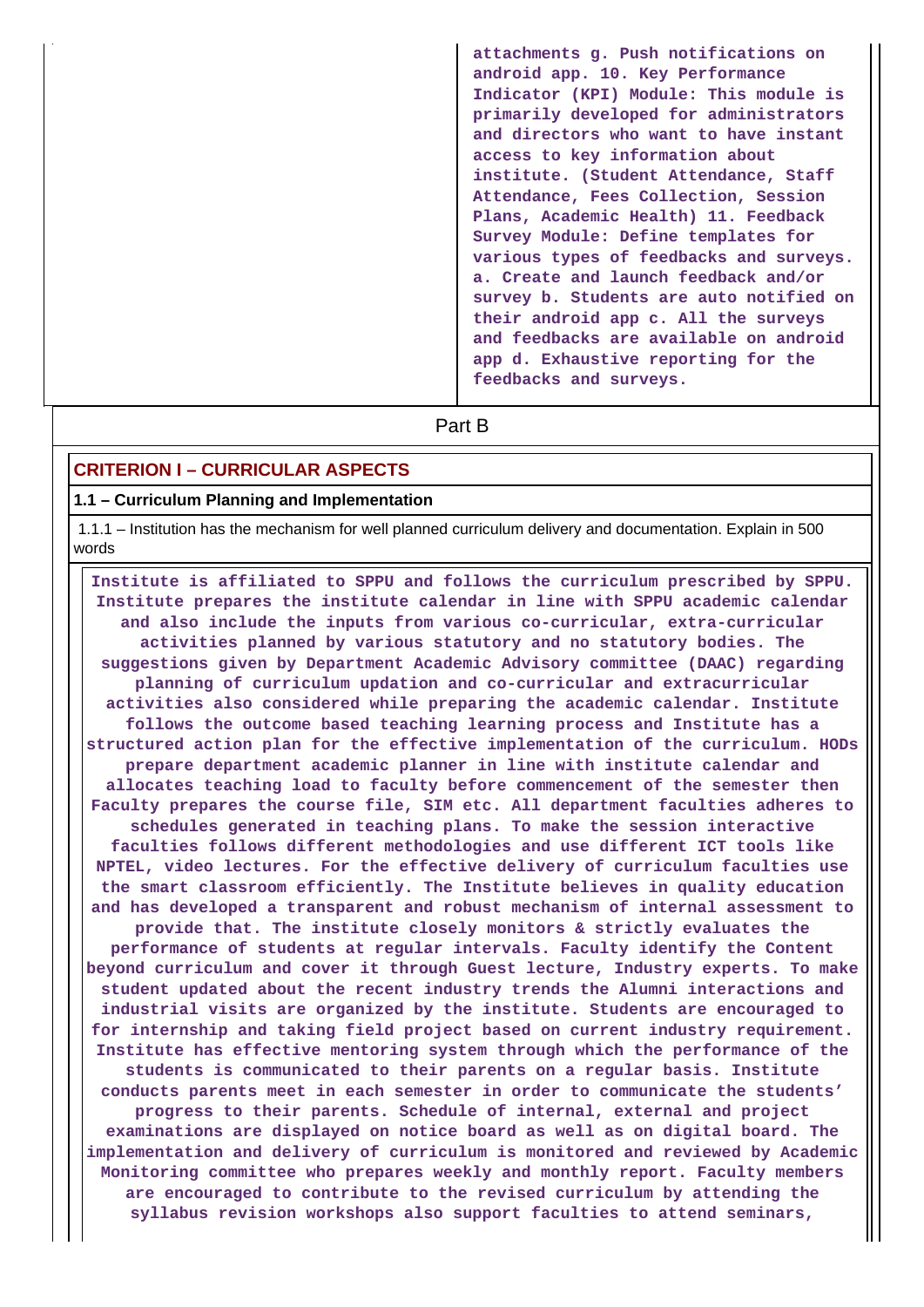| | attachments g. Push notifications on android app. 10. Key Performance Indicator (KPI) Module: This module is primarily developed for administrators and directors who want to have instant access to key information about institute. (Student Attendance, Staff Attendance, Fees Collection, Session Plans, Academic Health) 11. Feedback Survey Module: Define templates for various types of feedbacks and surveys. a. Create and launch feedback and/or survey b. Students are auto notified on their android app c. All the surveys and feedbacks are available on android app d. Exhaustive reporting for the feedbacks and surveys. |
|---|---|

## Part B

### CRITERION I – CURRICULAR ASPECTS

**1.1 – Curriculum Planning and Implementation**

1.1.1 – Institution has the mechanism for well planned curriculum delivery and documentation. Explain in 500 words

Institute is affiliated to SPPU and follows the curriculum prescribed by SPPU. Institute prepares the institute calendar in line with SPPU academic calendar and also include the inputs from various co-curricular, extra-curricular activities planned by various statutory and no statutory bodies. The suggestions given by Department Academic Advisory committee (DAAC) regarding planning of curriculum updation and co-curricular and extracurricular activities also considered while preparing the academic calendar. Institute follows the outcome based teaching learning process and Institute has a structured action plan for the effective implementation of the curriculum. HODs prepare department academic planner in line with institute calendar and allocates teaching load to faculty before commencement of the semester then Faculty prepares the course file, SIM etc. All department faculties adheres to schedules generated in teaching plans. To make the session interactive faculties follows different methodologies and use different ICT tools like NPTEL, video lectures. For the effective delivery of curriculum faculties use the smart classroom efficiently. The Institute believes in quality education and has developed a transparent and robust mechanism of internal assessment to provide that. The institute closely monitors & strictly evaluates the performance of students at regular intervals. Faculty identify the Content beyond curriculum and cover it through Guest lecture, Industry experts. To make student updated about the recent industry trends the Alumni interactions and industrial visits are organized by the institute. Students are encouraged to for internship and taking field project based on current industry requirement. Institute has effective mentoring system through which the performance of the students is communicated to their parents on a regular basis. Institute conducts parents meet in each semester in order to communicate the students' progress to their parents. Schedule of internal, external and project examinations are displayed on notice board as well as on digital board. The implementation and delivery of curriculum is monitored and reviewed by Academic Monitoring committee who prepares weekly and monthly report. Faculty members are encouraged to contribute to the revised curriculum by attending the syllabus revision workshops also support faculties to attend seminars,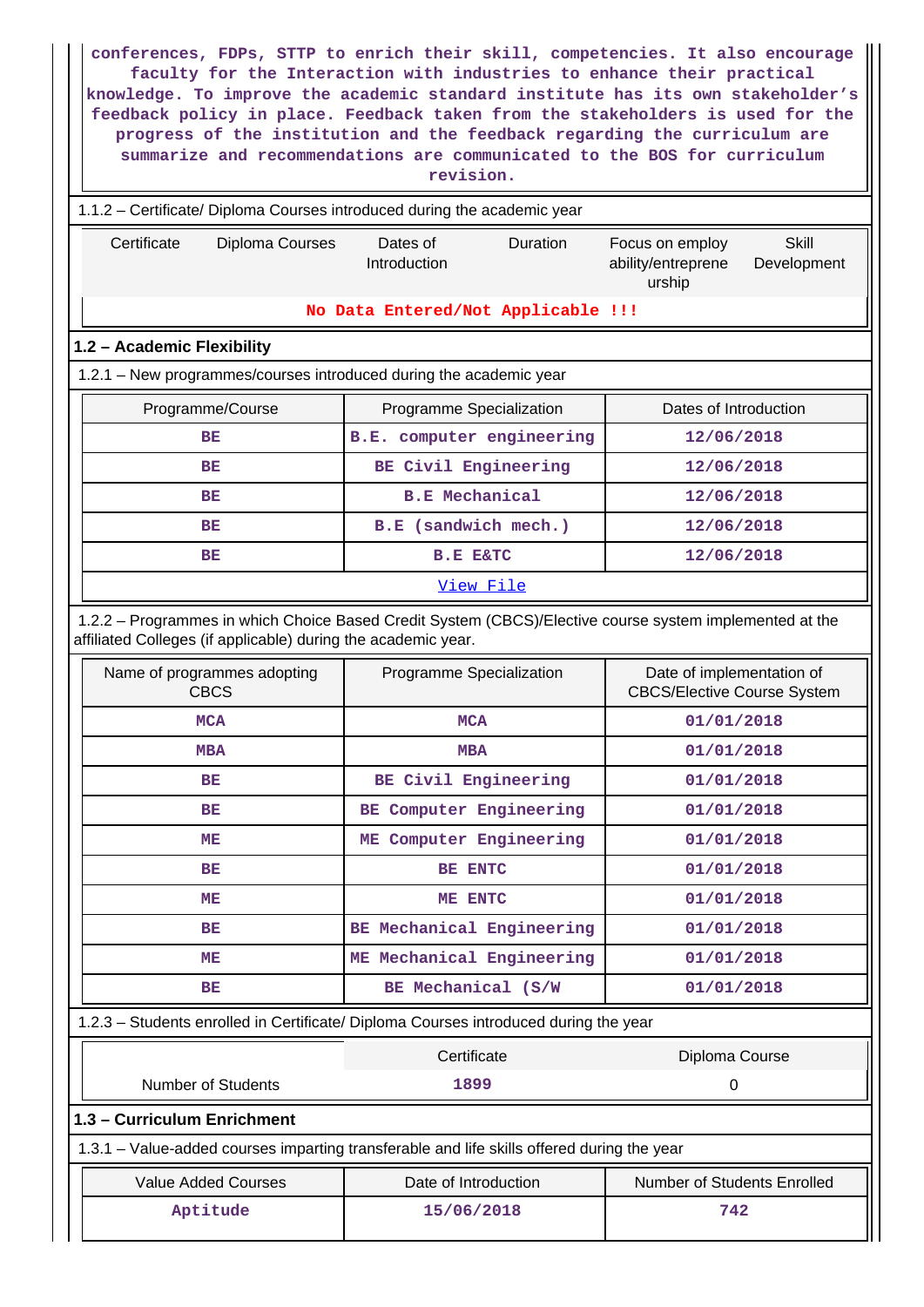conferences, FDPs, STTP to enrich their skill, competencies. It also encourage faculty for the Interaction with industries to enhance their practical knowledge. To improve the academic standard institute has its own stakeholder's feedback policy in place. Feedback taken from the stakeholders is used for the progress of the institution and the feedback regarding the curriculum are summarize and recommendations are communicated to the BOS for curriculum revision.

1.1.2 – Certificate/ Diploma Courses introduced during the academic year

| Certificate | Diploma Courses | Dates of Introduction | Duration | Focus on employ ability/entrepreneurship | Skill Development |
|---|---|---|---|---|---|
| No Data Entered/Not Applicable !!! | | | | | |

## 1.2 – Academic Flexibility

1.2.1 – New programmes/courses introduced during the academic year

| Programme/Course | Programme Specialization | Dates of Introduction |
|---|---|---|
| BE | B.E. computer engineering | 12/06/2018 |
| BE | BE Civil Engineering | 12/06/2018 |
| BE | B.E Mechanical | 12/06/2018 |
| BE | B.E (sandwich mech.) | 12/06/2018 |
| BE | B.E E&TC | 12/06/2018 |
| View File | | |

1.2.2 – Programmes in which Choice Based Credit System (CBCS)/Elective course system implemented at the affiliated Colleges (if applicable) during the academic year.

| Name of programmes adopting CBCS | Programme Specialization | Date of implementation of CBCS/Elective Course System |
|---|---|---|
| MCA | MCA | 01/01/2018 |
| MBA | MBA | 01/01/2018 |
| BE | BE Civil Engineering | 01/01/2018 |
| BE | BE Computer Engineering | 01/01/2018 |
| ME | ME Computer Engineering | 01/01/2018 |
| BE | BE ENTC | 01/01/2018 |
| ME | ME ENTC | 01/01/2018 |
| BE | BE Mechanical Engineering | 01/01/2018 |
| ME | ME Mechanical Engineering | 01/01/2018 |
| BE | BE Mechanical (S/W | 01/01/2018 |

1.2.3 – Students enrolled in Certificate/ Diploma Courses introduced during the year

| | Certificate | Diploma Course |
|---|---|---|
| Number of Students | 1899 | 0 |

## 1.3 – Curriculum Enrichment

1.3.1 – Value-added courses imparting transferable and life skills offered during the year

| Value Added Courses | Date of Introduction | Number of Students Enrolled |
|---|---|---|
| Aptitude | 15/06/2018 | 742 |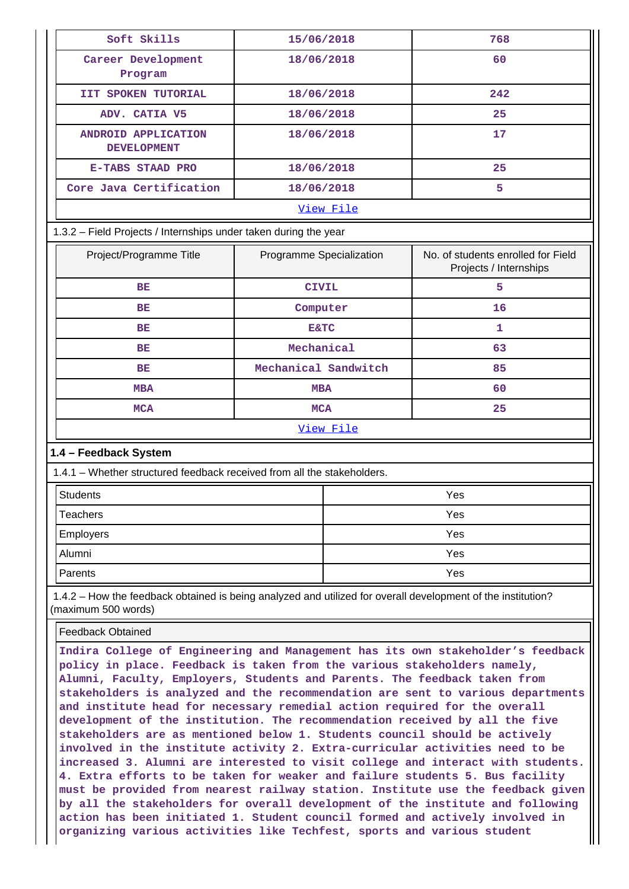| Soft Skills | 15/06/2018 | 768 |
|---|---|---|
| Career Development Program | 18/06/2018 | 60 |
| IIT SPOKEN TUTORIAL | 18/06/2018 | 242 |
| ADV. CATIA V5 | 18/06/2018 | 25 |
| ANDROID APPLICATION DEVELOPMENT | 18/06/2018 | 17 |
| E-TABS STAAD PRO | 18/06/2018 | 25 |
| Core Java Certification | 18/06/2018 | 5 |
| View File | | |

1.3.2 – Field Projects / Internships under taken during the year

| Project/Programme Title | Programme Specialization | No. of students enrolled for Field Projects / Internships |
|---|---|---|
| BE | CIVIL | 5 |
| BE | Computer | 16 |
| BE | E&TC | 1 |
| BE | Mechanical | 63 |
| BE | Mechanical Sandwitch | 85 |
| MBA | MBA | 60 |
| MCA | MCA | 25 |
| View File | | |

**1.4 – Feedback System**

1.4.1 – Whether structured feedback received from all the stakeholders.

| | |
|---|---|
| Students | Yes |
| Teachers | Yes |
| Employers | Yes |
| Alumni | Yes |
| Parents | Yes |

1.4.2 – How the feedback obtained is being analyzed and utilized for overall development of the institution? (maximum 500 words)

Feedback Obtained

Indira College of Engineering and Management has its own stakeholder's feedback policy in place. Feedback is taken from the various stakeholders namely, Alumni, Faculty, Employers, Students and Parents. The feedback taken from stakeholders is analyzed and the recommendation are sent to various departments and institute head for necessary remedial action required for the overall development of the institution. The recommendation received by all the five stakeholders are as mentioned below 1. Students council should be actively involved in the institute activity 2. Extra-curricular activities need to be increased 3. Alumni are interested to visit college and interact with students. 4. Extra efforts to be taken for weaker and failure students 5. Bus facility must be provided from nearest railway station. Institute use the feedback given by all the stakeholders for overall development of the institute and following action has been initiated 1. Student council formed and actively involved in organizing various activities like Techfest, sports and various student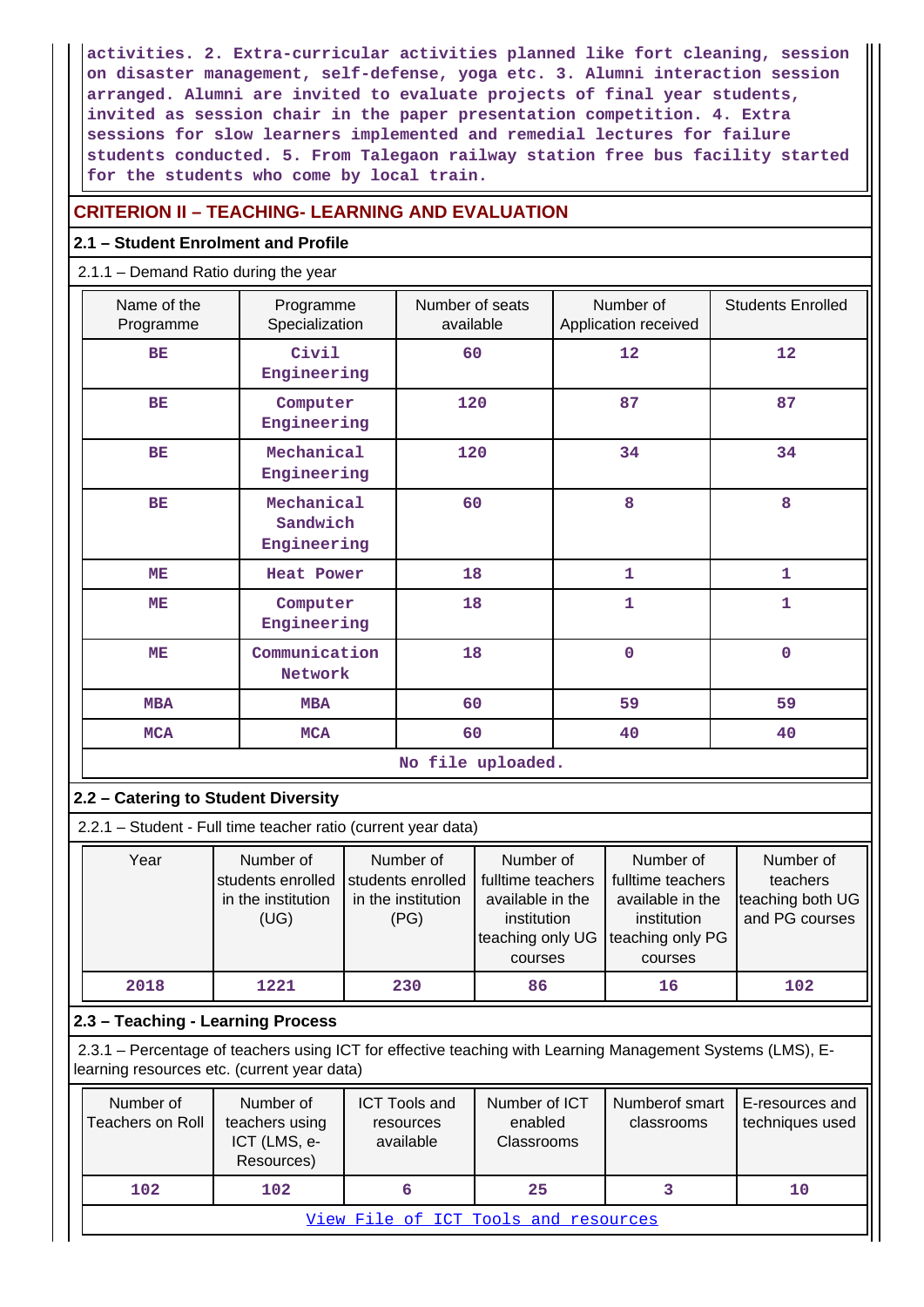activities. 2. Extra-curricular activities planned like fort cleaning, session on disaster management, self-defense, yoga etc. 3. Alumni interaction session arranged. Alumni are invited to evaluate projects of final year students, invited as session chair in the paper presentation competition. 4. Extra sessions for slow learners implemented and remedial lectures for failure students conducted. 5. From Talegaon railway station free bus facility started for the students who come by local train.

## CRITERION II – TEACHING- LEARNING AND EVALUATION

### 2.1 – Student Enrolment and Profile

2.1.1 – Demand Ratio during the year

| Name of the Programme | Programme Specialization | Number of seats available | Number of Application received | Students Enrolled |
|---|---|---|---|---|
| BE | Civil Engineering | 60 | 12 | 12 |
| BE | Computer Engineering | 120 | 87 | 87 |
| BE | Mechanical Engineering | 120 | 34 | 34 |
| BE | Mechanical Sandwich Engineering | 60 | 8 | 8 |
| ME | Heat Power | 18 | 1 | 1 |
| ME | Computer Engineering | 18 | 1 | 1 |
| ME | Communication Network | 18 | 0 | 0 |
| MBA | MBA | 60 | 59 | 59 |
| MCA | MCA | 60 | 40 | 40 |

No file uploaded.

### 2.2 – Catering to Student Diversity

2.2.1 – Student - Full time teacher ratio (current year data)

| Year | Number of students enrolled in the institution (UG) | Number of students enrolled in the institution (PG) | Number of fulltime teachers available in the institution teaching only UG courses | Number of fulltime teachers available in the institution teaching only PG courses | Number of teachers teaching both UG and PG courses |
|---|---|---|---|---|---|
| 2018 | 1221 | 230 | 86 | 16 | 102 |

### 2.3 – Teaching - Learning Process

2.3.1 – Percentage of teachers using ICT for effective teaching with Learning Management Systems (LMS), E-learning resources etc. (current year data)

| Number of Teachers on Roll | Number of teachers using ICT (LMS, e-Resources) | ICT Tools and resources available | Number of ICT enabled Classrooms | Numberof smart classrooms | E-resources and techniques used |
|---|---|---|---|---|---|
| 102 | 102 | 6 | 25 | 3 | 10 |

View File of ICT Tools and resources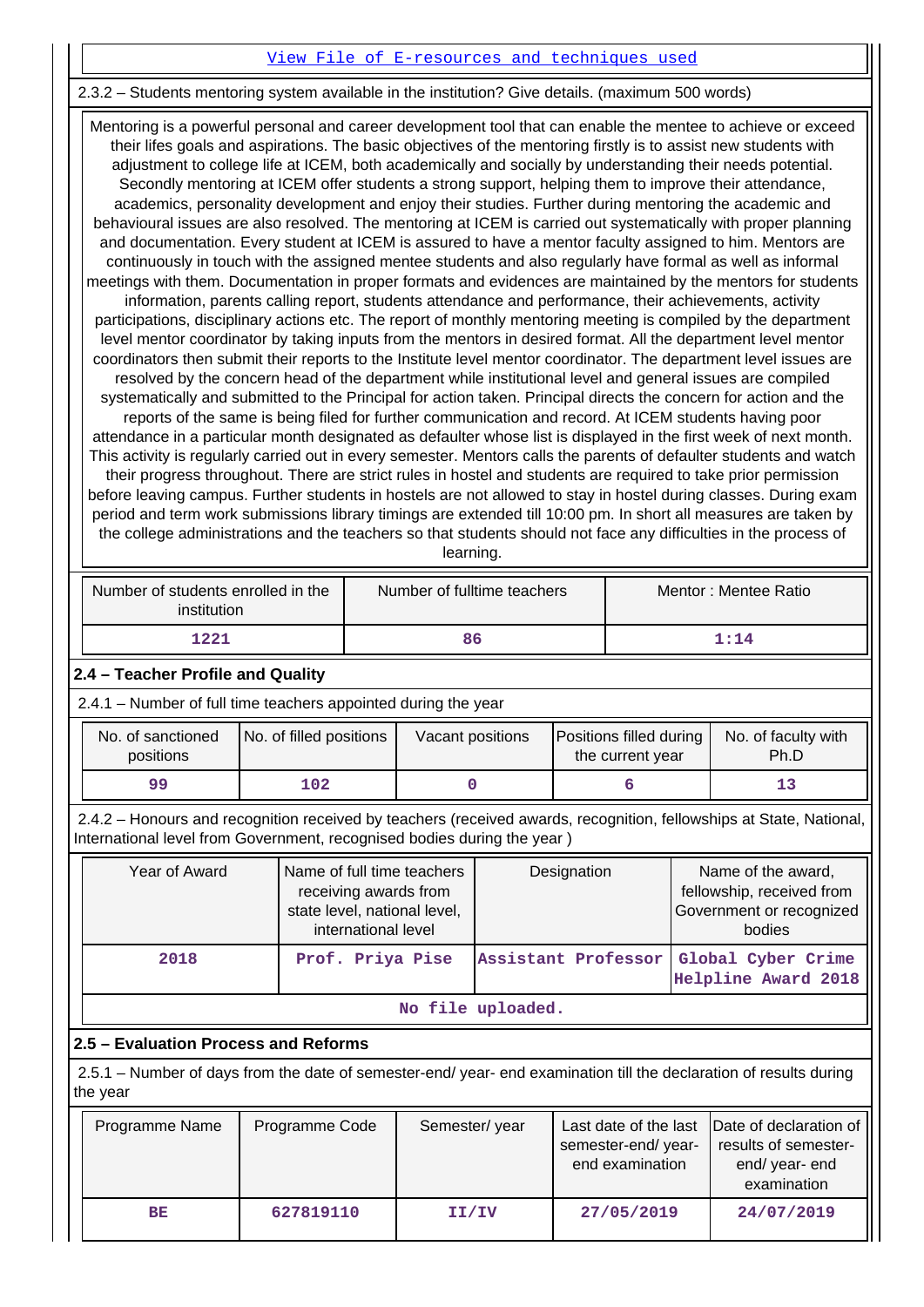[View File of E-resources and techniques used]

2.3.2 – Students mentoring system available in the institution? Give details. (maximum 500 words)

Mentoring is a powerful personal and career development tool that can enable the mentee to achieve or exceed their lifes goals and aspirations. The basic objectives of the mentoring firstly is to assist new students with adjustment to college life at ICEM, both academically and socially by understanding their needs potential. Secondly mentoring at ICEM offer students a strong support, helping them to improve their attendance, academics, personality development and enjoy their studies. Further during mentoring the academic and behavioural issues are also resolved. The mentoring at ICEM is carried out systematically with proper planning and documentation. Every student at ICEM is assured to have a mentor faculty assigned to him. Mentors are continuously in touch with the assigned mentee students and also regularly have formal as well as informal meetings with them. Documentation in proper formats and evidences are maintained by the mentors for students information, parents calling report, students attendance and performance, their achievements, activity participations, disciplinary actions etc. The report of monthly mentoring meeting is compiled by the department level mentor coordinator by taking inputs from the mentors in desired format. All the department level mentor coordinators then submit their reports to the Institute level mentor coordinator. The department level issues are resolved by the concern head of the department while institutional level and general issues are compiled systematically and submitted to the Principal for action taken. Principal directs the concern for action and the reports of the same is being filed for further communication and record. At ICEM students having poor attendance in a particular month designated as defaulter whose list is displayed in the first week of next month. This activity is regularly carried out in every semester. Mentors calls the parents of defaulter students and watch their progress throughout. There are strict rules in hostel and students are required to take prior permission before leaving campus. Further students in hostels are not allowed to stay in hostel during classes. During exam period and term work submissions library timings are extended till 10:00 pm. In short all measures are taken by the college administrations and the teachers so that students should not face any difficulties in the process of learning.

| Number of students enrolled in the institution | Number of fulltime teachers | Mentor : Mentee Ratio |
|---|---|---|
| 1221 | 86 | 1:14 |

## 2.4 – Teacher Profile and Quality

2.4.1 – Number of full time teachers appointed during the year

| No. of sanctioned positions | No. of filled positions | Vacant positions | Positions filled during the current year | No. of faculty with Ph.D |
|---|---|---|---|---|
| 99 | 102 | 0 | 6 | 13 |

2.4.2 – Honours and recognition received by teachers (received awards, recognition, fellowships at State, National, International level from Government, recognised bodies during the year )

| Year of Award | Name of full time teachers receiving awards from state level, national level, international level | Designation | Name of the award, fellowship, received from Government or recognized bodies |
|---|---|---|---|
| 2018 | Prof. Priya Pise | Assistant Professor | Global Cyber Crime Helpline Award 2018 |

No file uploaded.

## 2.5 – Evaluation Process and Reforms

2.5.1 – Number of days from the date of semester-end/ year- end examination till the declaration of results during the year

| Programme Name | Programme Code | Semester/ year | Last date of the last semester-end/ year- end examination | Date of declaration of results of semester- end/ year- end examination |
|---|---|---|---|---|
| BE | 627819110 | II/IV | 27/05/2019 | 24/07/2019 |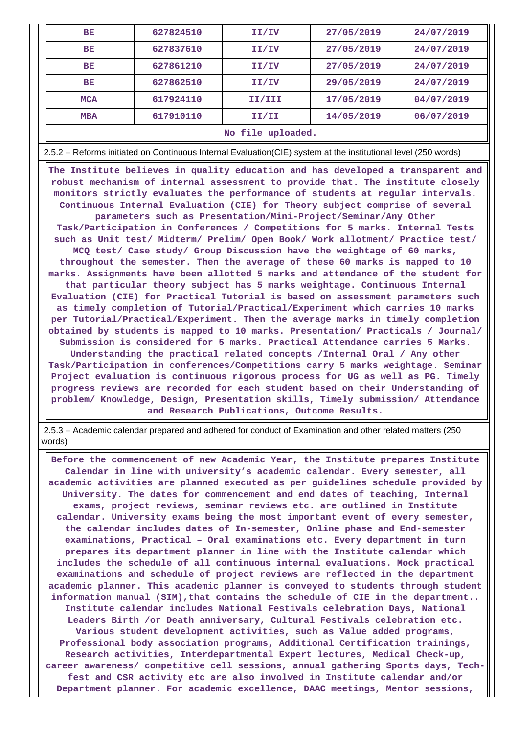| BE | 627824510 | II/IV | 27/05/2019 | 24/07/2019 |
|---|---|---|---|---|
| BE | 627837610 | II/IV | 27/05/2019 | 24/07/2019 |
| BE | 627861210 | II/IV | 27/05/2019 | 24/07/2019 |
| BE | 627862510 | II/IV | 29/05/2019 | 24/07/2019 |
| MCA | 617924110 | II/III | 17/05/2019 | 04/07/2019 |
| MBA | 617910110 | II/II | 14/05/2019 | 06/07/2019 |

No file uploaded.

2.5.2 – Reforms initiated on Continuous Internal Evaluation(CIE) system at the institutional level (250 words)

The Institute believes in quality education and has developed a transparent and robust mechanism of internal assessment to provide that. The institute closely monitors strictly evaluates the performance of students at regular intervals. Continuous Internal Evaluation (CIE) for Theory subject comprise of several parameters such as Presentation/Mini-Project/Seminar/Any Other Task/Participation in Conferences / Competitions for 5 marks. Internal Tests such as Unit test/ Midterm/ Prelim/ Open Book/ Work allotment/ Practice test/ MCQ test/ Case study/ Group Discussion have the weightage of 60 marks, throughout the semester. Then the average of these 60 marks is mapped to 10 marks. Assignments have been allotted 5 marks and attendance of the student for that particular theory subject has 5 marks weightage. Continuous Internal Evaluation (CIE) for Practical Tutorial is based on assessment parameters such as timely completion of Tutorial/Practical/Experiment which carries 10 marks per Tutorial/Practical/Experiment. Then the average marks in timely completion obtained by students is mapped to 10 marks. Presentation/ Practicals / Journal/ Submission is considered for 5 marks. Practical Attendance carries 5 Marks. Understanding the practical related concepts /Internal Oral / Any other Task/Participation in conferences/Competitions carry 5 marks weightage. Seminar Project evaluation is continuous rigorous process for UG as well as PG. Timely progress reviews are recorded for each student based on their Understanding of problem/ Knowledge, Design, Presentation skills, Timely submission/ Attendance and Research Publications, Outcome Results.

2.5.3 – Academic calendar prepared and adhered for conduct of Examination and other related matters (250 words)

Before the commencement of new Academic Year, the Institute prepares Institute Calendar in line with university's academic calendar. Every semester, all academic activities are planned executed as per guidelines schedule provided by University. The dates for commencement and end dates of teaching, Internal exams, project reviews, seminar reviews etc. are outlined in Institute calendar. University exams being the most important event of every semester, the calendar includes dates of In-semester, Online phase and End-semester examinations, Practical – Oral examinations etc. Every department in turn prepares its department planner in line with the Institute calendar which includes the schedule of all continuous internal evaluations. Mock practical examinations and schedule of project reviews are reflected in the department academic planner. This academic planner is conveyed to students through student information manual (SIM),that contains the schedule of CIE in the department.. Institute calendar includes National Festivals celebration Days, National Leaders Birth /or Death anniversary, Cultural Festivals celebration etc. Various student development activities, such as Value added programs, Professional body association programs, Additional Certification trainings, Research activities, Interdepartmental Expert lectures, Medical Check-up, career awareness/ competitive cell sessions, annual gathering Sports days, Tech-fest and CSR activity etc are also involved in Institute calendar and/or Department planner. For academic excellence, DAAC meetings, Mentor sessions,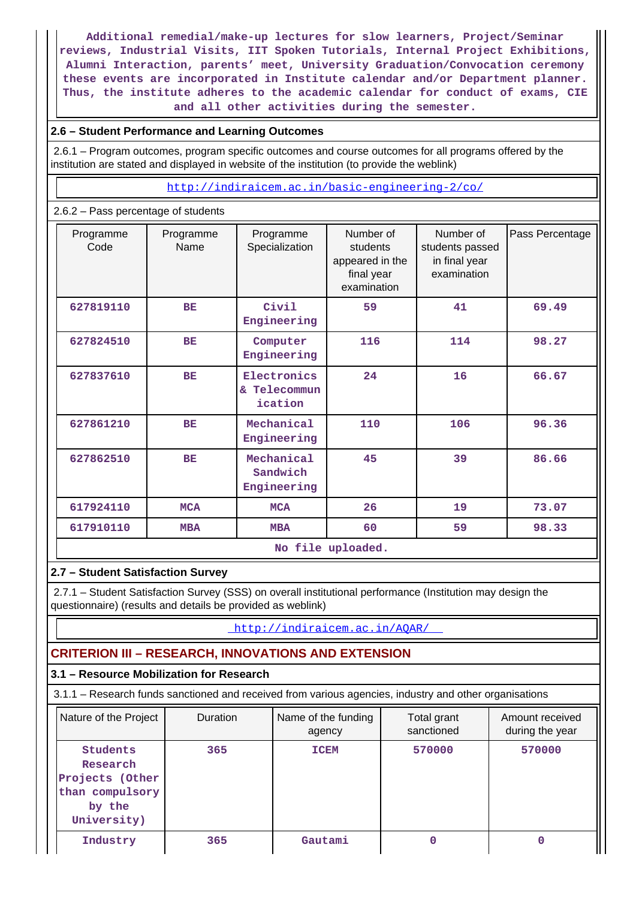Additional remedial/make-up lectures for slow learners, Project/Seminar reviews, Industrial Visits, IIT Spoken Tutorials, Internal Project Exhibitions, Alumni Interaction, parents' meet, University Graduation/Convocation ceremony these events are incorporated in Institute calendar and/or Department planner. Thus, the institute adheres to the academic calendar for conduct of exams, CIE and all other activities during the semester.

## 2.6 – Student Performance and Learning Outcomes

2.6.1 – Program outcomes, program specific outcomes and course outcomes for all programs offered by the institution are stated and displayed in website of the institution (to provide the weblink)

http://indiraicem.ac.in/basic-engineering-2/co/

2.6.2 – Pass percentage of students

| Programme Code | Programme Name | Programme Specialization | Number of students appeared in the final year examination | Number of students passed in final year examination | Pass Percentage |
|---|---|---|---|---|---|
| 627819110 | BE | Civil Engineering | 59 | 41 | 69.49 |
| 627824510 | BE | Computer Engineering | 116 | 114 | 98.27 |
| 627837610 | BE | Electronics & Telecommunication | 24 | 16 | 66.67 |
| 627861210 | BE | Mechanical Engineering | 110 | 106 | 96.36 |
| 627862510 | BE | Mechanical Sandwich Engineering | 45 | 39 | 86.66 |
| 617924110 | MCA | MCA | 26 | 19 | 73.07 |
| 617910110 | MBA | MBA | 60 | 59 | 98.33 |

No file uploaded.

## 2.7 – Student Satisfaction Survey

2.7.1 – Student Satisfaction Survey (SSS) on overall institutional performance (Institution may design the questionnaire) (results and details be provided as weblink)

http://indiraicem.ac.in/AQAR/

# CRITERION III – RESEARCH, INNOVATIONS AND EXTENSION

## 3.1 – Resource Mobilization for Research

3.1.1 – Research funds sanctioned and received from various agencies, industry and other organisations

| Nature of the Project | Duration | Name of the funding agency | Total grant sanctioned | Amount received during the year |
|---|---|---|---|---|
| Students Research Projects (Other than compulsory by the University) | 365 | ICEM | 570000 | 570000 |
| Industry | 365 | Gautami | 0 | 0 |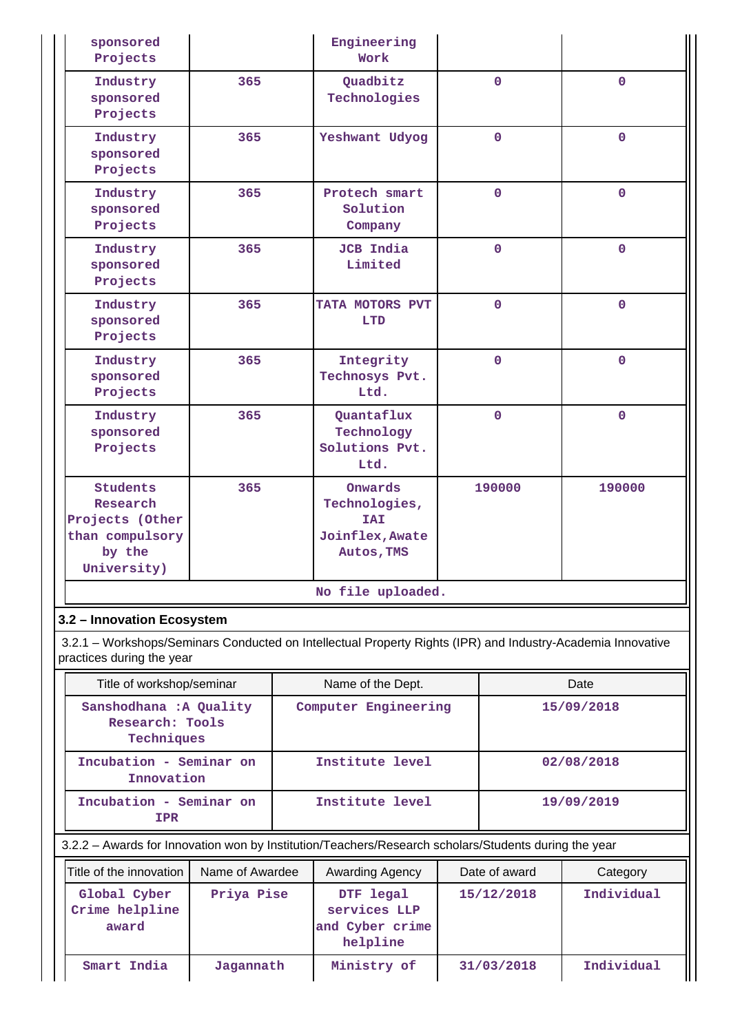| | | | | |
|---|---|---|---|---|
| sponsored Projects | | Engineering Work | | |
| Industry sponsored Projects | 365 | Quadbitz Technologies | 0 | 0 |
| Industry sponsored Projects | 365 | Yeshwant Udyog | 0 | 0 |
| Industry sponsored Projects | 365 | Protech smart Solution Company | 0 | 0 |
| Industry sponsored Projects | 365 | JCB India Limited | 0 | 0 |
| Industry sponsored Projects | 365 | TATA MOTORS PVT LTD | 0 | 0 |
| Industry sponsored Projects | 365 | Integrity Technosys Pvt. Ltd. | 0 | 0 |
| Industry sponsored Projects | 365 | Quantaflux Technology Solutions Pvt. Ltd. | 0 | 0 |
| Students Research Projects (Other than compulsory by the University) | 365 | Onwards Technologies, IAI Joinflex,Awate Autos,TMS | 190000 | 190000 |

No file uploaded.

### 3.2 – Innovation Ecosystem

3.2.1 – Workshops/Seminars Conducted on Intellectual Property Rights (IPR) and Industry-Academia Innovative practices during the year

| Title of workshop/seminar | Name of the Dept. | Date |
|---|---|---|
| Sanshodhana :A Quality Research: Tools Techniques | Computer Engineering | 15/09/2018 |
| Incubation - Seminar on Innovation | Institute level | 02/08/2018 |
| Incubation - Seminar on IPR | Institute level | 19/09/2019 |

3.2.2 – Awards for Innovation won by Institution/Teachers/Research scholars/Students during the year

| Title of the innovation | Name of Awardee | Awarding Agency | Date of award | Category |
|---|---|---|---|---|
| Global Cyber Crime helpline award | Priya Pise | DTF legal services LLP and Cyber crime helpline | 15/12/2018 | Individual |
| Smart India | Jagannath | Ministry of | 31/03/2018 | Individual |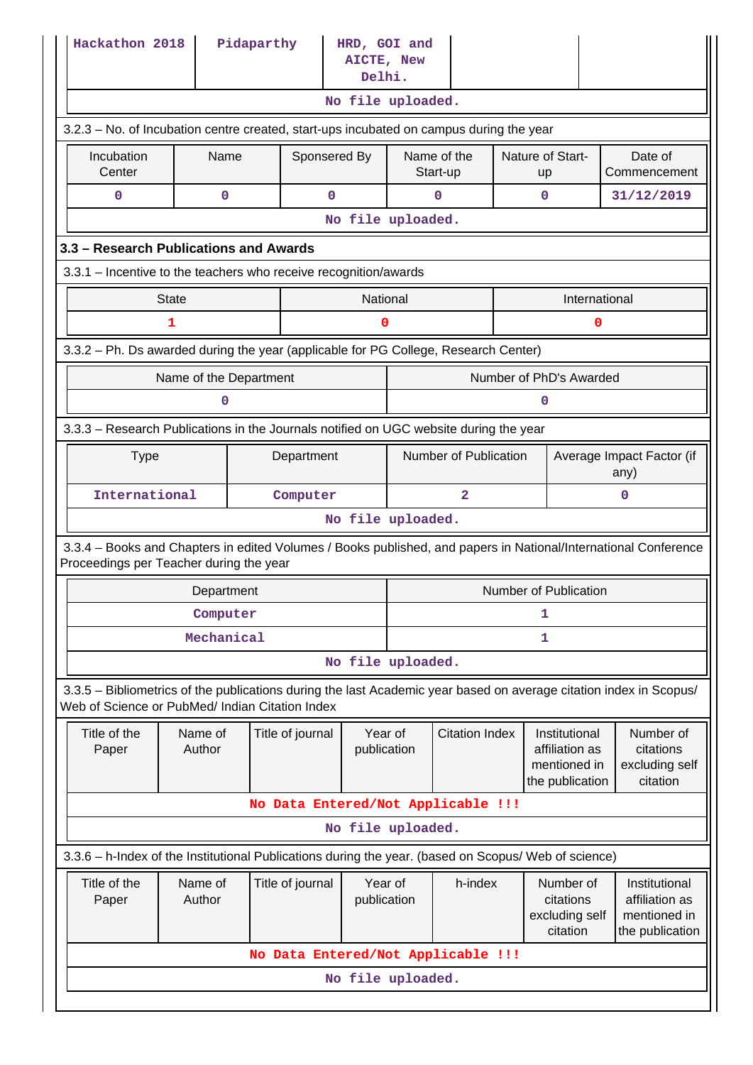| Hackathon 2018 | Pidaparthy | HRD, GOI and AICTE, New Delhi. | | |
|---|---|---|---|---|

No file uploaded.

3.2.3 – No. of Incubation centre created, start-ups incubated on campus during the year

| Incubation Center | Name | Sponsered By | Name of the Start-up | Nature of Start-up | Date of Commencement |
|---|---|---|---|---|---|
| 0 | 0 | 0 | 0 | 0 | 31/12/2019 |

No file uploaded.

### 3.3 – Research Publications and Awards

3.3.1 – Incentive to the teachers who receive recognition/awards

| State | National | International |
|---|---|---|
| 1 | 0 | 0 |

3.3.2 – Ph. Ds awarded during the year (applicable for PG College, Research Center)

| Name of the Department | Number of PhD's Awarded |
|---|---|
| 0 | 0 |

3.3.3 – Research Publications in the Journals notified on UGC website during the year

| Type | Department | Number of Publication | Average Impact Factor (if any) |
|---|---|---|---|
| International | Computer | 2 | 0 |

No file uploaded.

3.3.4 – Books and Chapters in edited Volumes / Books published, and papers in National/International Conference Proceedings per Teacher during the year

| Department | Number of Publication |
|---|---|
| Computer | 1 |
| Mechanical | 1 |

No file uploaded.

3.3.5 – Bibliometrics of the publications during the last Academic year based on average citation index in Scopus/ Web of Science or PubMed/ Indian Citation Index

| Title of the Paper | Name of Author | Title of journal | Year of publication | Citation Index | Institutional affiliation as mentioned in the publication | Number of citations excluding self citation |
|---|---|---|---|---|---|---|

No Data Entered/Not Applicable !!!

No file uploaded.

3.3.6 – h-Index of the Institutional Publications during the year. (based on Scopus/ Web of science)

| Title of the Paper | Name of Author | Title of journal | Year of publication | h-index | Number of citations excluding self citation | Institutional affiliation as mentioned in the publication |
|---|---|---|---|---|---|---|

No Data Entered/Not Applicable !!!

No file uploaded.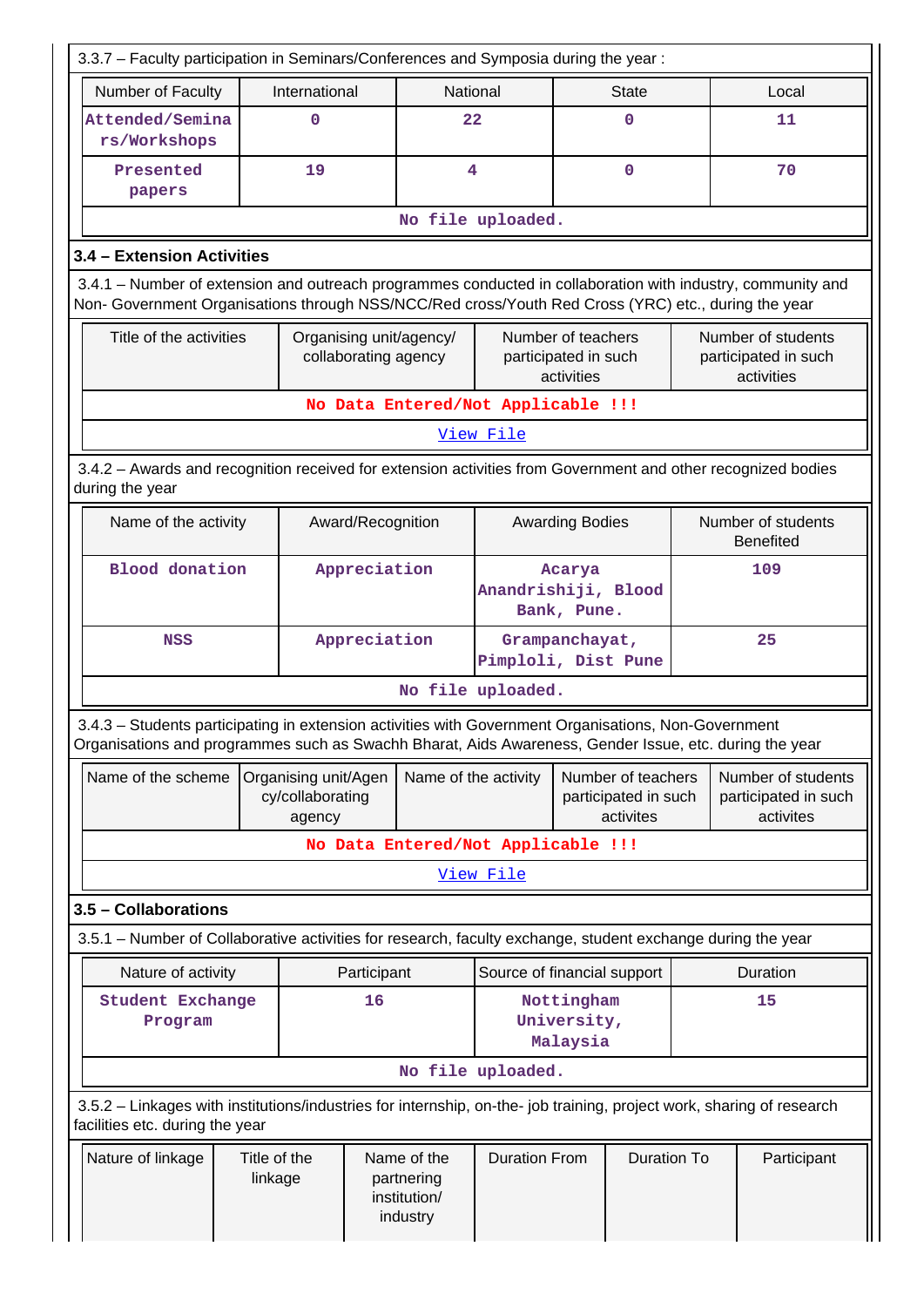3.3.7 – Faculty participation in Seminars/Conferences and Symposia during the year :

| Number of Faculty | International | National | State | Local |
|---|---|---|---|---|
| Attended/Seminars/Workshops | 0 | 22 | 0 | 11 |
| Presented papers | 19 | 4 | 0 | 70 |
| No file uploaded. | | | | |

### 3.4 – Extension Activities

3.4.1 – Number of extension and outreach programmes conducted in collaboration with industry, community and Non- Government Organisations through NSS/NCC/Red cross/Youth Red Cross (YRC) etc., during the year

| Title of the activities | Organising unit/agency/ collaborating agency | Number of teachers participated in such activities | Number of students participated in such activities |
|---|---|---|---|
| No Data Entered/Not Applicable !!! | | | |
| View File | | | |

3.4.2 – Awards and recognition received for extension activities from Government and other recognized bodies during the year

| Name of the activity | Award/Recognition | Awarding Bodies | Number of students Benefited |
|---|---|---|---|
| Blood donation | Appreciation | Acarya Anandrishiji, Blood Bank, Pune. | 109 |
| NSS | Appreciation | Grampanchayat, Pimploli, Dist Pune | 25 |
| No file uploaded. | | | |

3.4.3 – Students participating in extension activities with Government Organisations, Non-Government Organisations and programmes such as Swachh Bharat, Aids Awareness, Gender Issue, etc. during the year

| Name of the scheme | Organising unit/Agency/collaborating agency | Name of the activity | Number of teachers participated in such activites | Number of students participated in such activites |
|---|---|---|---|---|
| No Data Entered/Not Applicable !!! | | | | |
| View File | | | | |

### 3.5 – Collaborations

3.5.1 – Number of Collaborative activities for research, faculty exchange, student exchange during the year

| Nature of activity | Participant | Source of financial support | Duration |
|---|---|---|---|
| Student Exchange Program | 16 | Nottingham University, Malaysia | 15 |
| No file uploaded. | | | |

3.5.2 – Linkages with institutions/industries for internship, on-the- job training, project work, sharing of research facilities etc. during the year

| Nature of linkage | Title of the linkage | Name of the partnering institution/ industry | Duration From | Duration To | Participant |
|---|---|---|---|---|---|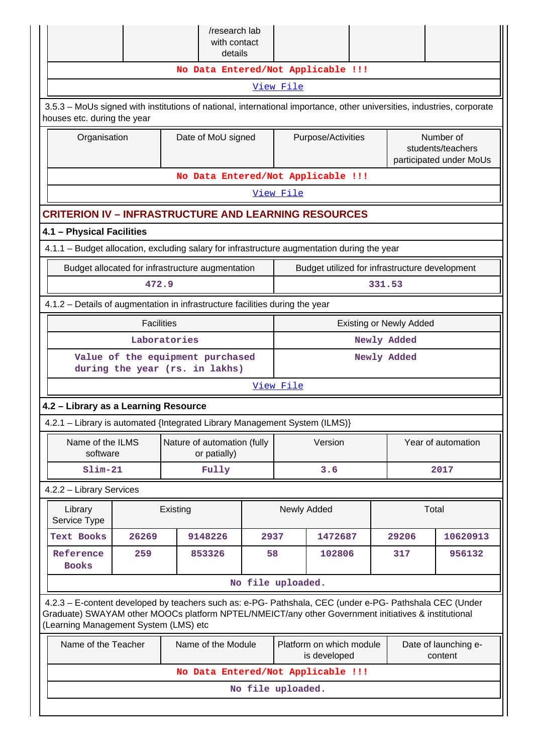| | | /research lab with contact details | | | |
|---|---|---|---|---|---|
| No Data Entered/Not Applicable !!! | | | | | |
| View File | | | | | |

3.5.3 – MoUs signed with institutions of national, international importance, other universities, industries, corporate houses etc. during the year

| Organisation | Date of MoU signed | Purpose/Activities | Number of students/teachers participated under MoUs |
|---|---|---|---|
| No Data Entered/Not Applicable !!! | | | |
| View File | | | |

## CRITERION IV – INFRASTRUCTURE AND LEARNING RESOURCES

### 4.1 – Physical Facilities

4.1.1 – Budget allocation, excluding salary for infrastructure augmentation during the year

| Budget allocated for infrastructure augmentation | Budget utilized for infrastructure development |
|---|---|
| 472.9 | 331.53 |

4.1.2 – Details of augmentation in infrastructure facilities during the year

| Facilities | Existing or Newly Added |
|---|---|
| Laboratories | Newly Added |
| Value of the equipment purchased during the year (rs. in lakhs) | Newly Added |
| View File | |

### 4.2 – Library as a Learning Resource

4.2.1 – Library is automated {Integrated Library Management System (ILMS)}

| Name of the ILMS software | Nature of automation (fully or patially) | Version | Year of automation |
|---|---|---|---|
| Slim-21 | Fully | 3.6 | 2017 |

4.2.2 – Library Services

| Library Service Type | Existing | | Newly Added | | Total | |
|---|---|---|---|---|---|---|
| Text Books | 26269 | 9148226 | 2937 | 1472687 | 29206 | 10620913 |
| Reference Books | 259 | 853326 | 58 | 102806 | 317 | 956132 |
| No file uploaded. | | | | | | |

4.2.3 – E-content developed by teachers such as: e-PG- Pathshala, CEC (under e-PG- Pathshala CEC (Under Graduate) SWAYAM other MOOCs platform NPTEL/NMEICT/any other Government initiatives & institutional (Learning Management System (LMS) etc

| Name of the Teacher | Name of the Module | Platform on which module is developed | Date of launching e-content |
|---|---|---|---|
| No Data Entered/Not Applicable !!! | | | |
| No file uploaded. | | | |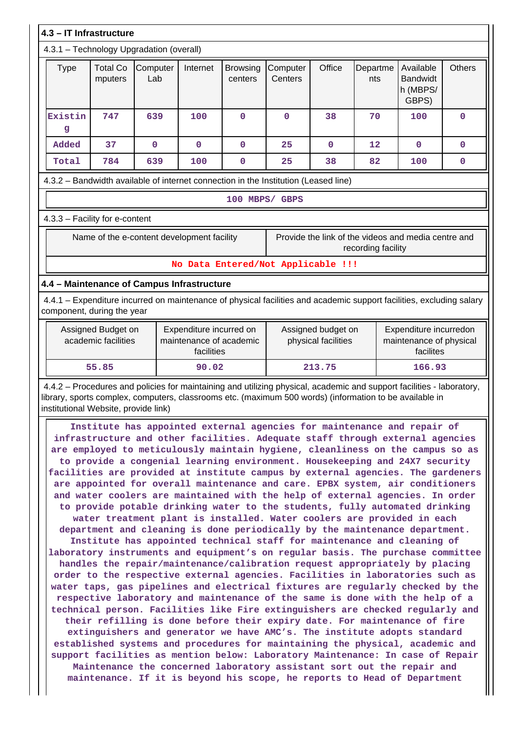### 4.3 – IT Infrastructure

4.3.1 – Technology Upgradation (overall)

| Type | Total Computers | Computer Lab | Internet | Browsing centers | Computer Centers | Office | Departments | Available Bandwidth (MBPS/ GBPS) | Others |
|---|---|---|---|---|---|---|---|---|---|
| Existing | 747 | 639 | 100 | 0 | 0 | 38 | 70 | 100 | 0 |
| Added | 37 | 0 | 0 | 0 | 25 | 0 | 12 | 0 | 0 |
| Total | 784 | 639 | 100 | 0 | 25 | 38 | 82 | 100 | 0 |

4.3.2 – Bandwidth available of internet connection in the Institution (Leased line)

100 MBPS/ GBPS

4.3.3 – Facility for e-content

| Name of the e-content development facility | Provide the link of the videos and media centre and recording facility |
|---|---|
| No Data Entered/Not Applicable !!! | |

### 4.4 – Maintenance of Campus Infrastructure

4.4.1 – Expenditure incurred on maintenance of physical facilities and academic support facilities, excluding salary component, during the year

| Assigned Budget on academic facilities | Expenditure incurred on maintenance of academic facilities | Assigned budget on physical facilities | Expenditure incurredon maintenance of physical facilites |
|---|---|---|---|
| 55.85 | 90.02 | 213.75 | 166.93 |

4.4.2 – Procedures and policies for maintaining and utilizing physical, academic and support facilities - laboratory, library, sports complex, computers, classrooms etc. (maximum 500 words) (information to be available in institutional Website, provide link)

Institute has appointed external agencies for maintenance and repair of infrastructure and other facilities. Adequate staff through external agencies are employed to meticulously maintain hygiene, cleanliness on the campus so as to provide a congenial learning environment. Housekeeping and 24X7 security facilities are provided at institute campus by external agencies. The gardeners are appointed for overall maintenance and care. EPBX system, air conditioners and water coolers are maintained with the help of external agencies. In order to provide potable drinking water to the students, fully automated drinking water treatment plant is installed. Water coolers are provided in each department and cleaning is done periodically by the maintenance department. Institute has appointed technical staff for maintenance and cleaning of laboratory instruments and equipment’s on regular basis. The purchase committee handles the repair/maintenance/calibration request appropriately by placing order to the respective external agencies. Facilities in laboratories such as water taps, gas pipelines and electrical fixtures are regularly checked by the respective laboratory and maintenance of the same is done with the help of a technical person. Facilities like Fire extinguishers are checked regularly and their refilling is done before their expiry date. For maintenance of fire extinguishers and generator we have AMC’s. The institute adopts standard established systems and procedures for maintaining the physical, academic and support facilities as mention below: Laboratory Maintenance: In case of Repair Maintenance the concerned laboratory assistant sort out the repair and maintenance. If it is beyond his scope, he reports to Head of Department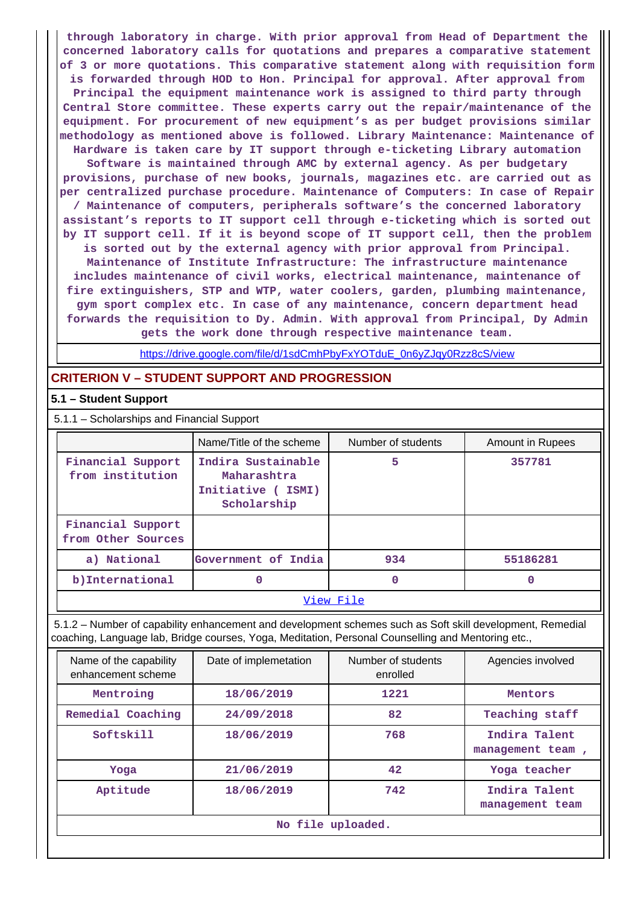through laboratory in charge. With prior approval from Head of Department the concerned laboratory calls for quotations and prepares a comparative statement of 3 or more quotations. This comparative statement along with requisition form is forwarded through HOD to Hon. Principal for approval. After approval from Principal the equipment maintenance work is assigned to third party through Central Store committee. These experts carry out the repair/maintenance of the equipment. For procurement of new equipment's as per budget provisions similar methodology as mentioned above is followed. Library Maintenance: Maintenance of Hardware is taken care by IT support through e-ticketing Library automation Software is maintained through AMC by external agency. As per budgetary provisions, purchase of new books, journals, magazines etc. are carried out as per centralized purchase procedure. Maintenance of Computers: In case of Repair / Maintenance of computers, peripherals software's the concerned laboratory assistant's reports to IT support cell through e-ticketing which is sorted out by IT support cell. If it is beyond scope of IT support cell, then the problem is sorted out by the external agency with prior approval from Principal. Maintenance of Institute Infrastructure: The infrastructure maintenance includes maintenance of civil works, electrical maintenance, maintenance of fire extinguishers, STP and WTP, water coolers, garden, plumbing maintenance, gym sport complex etc. In case of any maintenance, concern department head forwards the requisition to Dy. Admin. With approval from Principal, Dy Admin gets the work done through respective maintenance team.

https://drive.google.com/file/d/1sdCmhPbyFxYOTduE_0n6yZJqy0Rzz8cS/view

## CRITERION V – STUDENT SUPPORT AND PROGRESSION

### 5.1 – Student Support

5.1.1 – Scholarships and Financial Support

| | Name/Title of the scheme | Number of students | Amount in Rupees |
|---|---|---|---|
| Financial Support from institution | Indira Sustainable Maharashtra Initiative ( ISMI) Scholarship | 5 | 357781 |
| Financial Support from Other Sources | | | |
| a) National | Government of India | 934 | 55186281 |
| b)International | 0 | 0 | 0 |
| View File | | | |

5.1.2 – Number of capability enhancement and development schemes such as Soft skill development, Remedial coaching, Language lab, Bridge courses, Yoga, Meditation, Personal Counselling and Mentoring etc.,

| Name of the capability enhancement scheme | Date of implemetation | Number of students enrolled | Agencies involved |
|---|---|---|---|
| Mentroing | 18/06/2019 | 1221 | Mentors |
| Remedial Coaching | 24/09/2018 | 82 | Teaching staff |
| Softskill | 18/06/2019 | 768 | Indira Talent management team , |
| Yoga | 21/06/2019 | 42 | Yoga teacher |
| Aptitude | 18/06/2019 | 742 | Indira Talent management team |
| No file uploaded. | | | |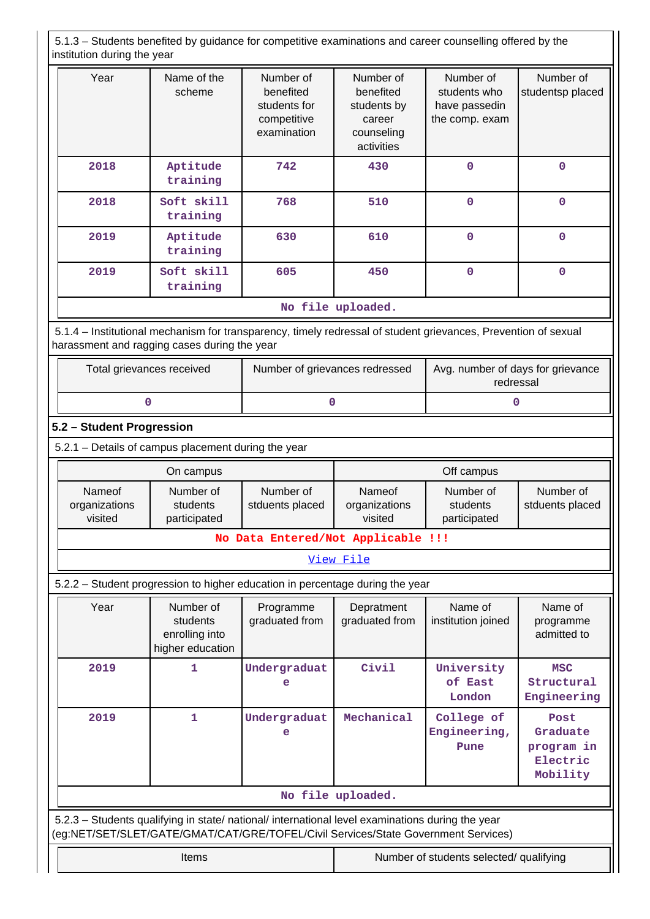5.1.3 – Students benefited by guidance for competitive examinations and career counselling offered by the institution during the year

| Year | Name of the scheme | Number of benefited students for competitive examination | Number of benefited students by career counseling activities | Number of students who have passedin the comp. exam | Number of studentsp placed |
|---|---|---|---|---|---|
| 2018 | Aptitude training | 742 | 430 | 0 | 0 |
| 2018 | Soft skill training | 768 | 510 | 0 | 0 |
| 2019 | Aptitude training | 630 | 610 | 0 | 0 |
| 2019 | Soft skill training | 605 | 450 | 0 | 0 |

No file uploaded.

5.1.4 – Institutional mechanism for transparency, timely redressal of student grievances, Prevention of sexual harassment and ragging cases during the year

| Total grievances received | Number of grievances redressed | Avg. number of days for grievance redressal |
|---|---|---|
| 0 | 0 | 0 |

## 5.2 – Student Progression

5.2.1 – Details of campus placement during the year

| On campus | | | Off campus | | |
|---|---|---|---|---|---|
| Nameof organizations visited | Number of students participated | Number of stduents placed | Nameof organizations visited | Number of students participated | Number of stduents placed |

No Data Entered/Not Applicable !!!

View File

5.2.2 – Student progression to higher education in percentage during the year

| Year | Number of students enrolling into higher education | Programme graduated from | Depratment graduated from | Name of institution joined | Name of programme admitted to |
|---|---|---|---|---|---|
| 2019 | 1 | Undergraduate | Civil | University of East London | MSC Structural Engineering |
| 2019 | 1 | Undergraduate | Mechanical | College of Engineering, Pune | Post Graduate program in Electric Mobility |

No file uploaded.

5.2.3 – Students qualifying in state/ national/ international level examinations during the year (eg:NET/SET/SLET/GATE/GMAT/CAT/GRE/TOFEL/Civil Services/State Government Services)

| Items | Number of students selected/ qualifying |
|---|---|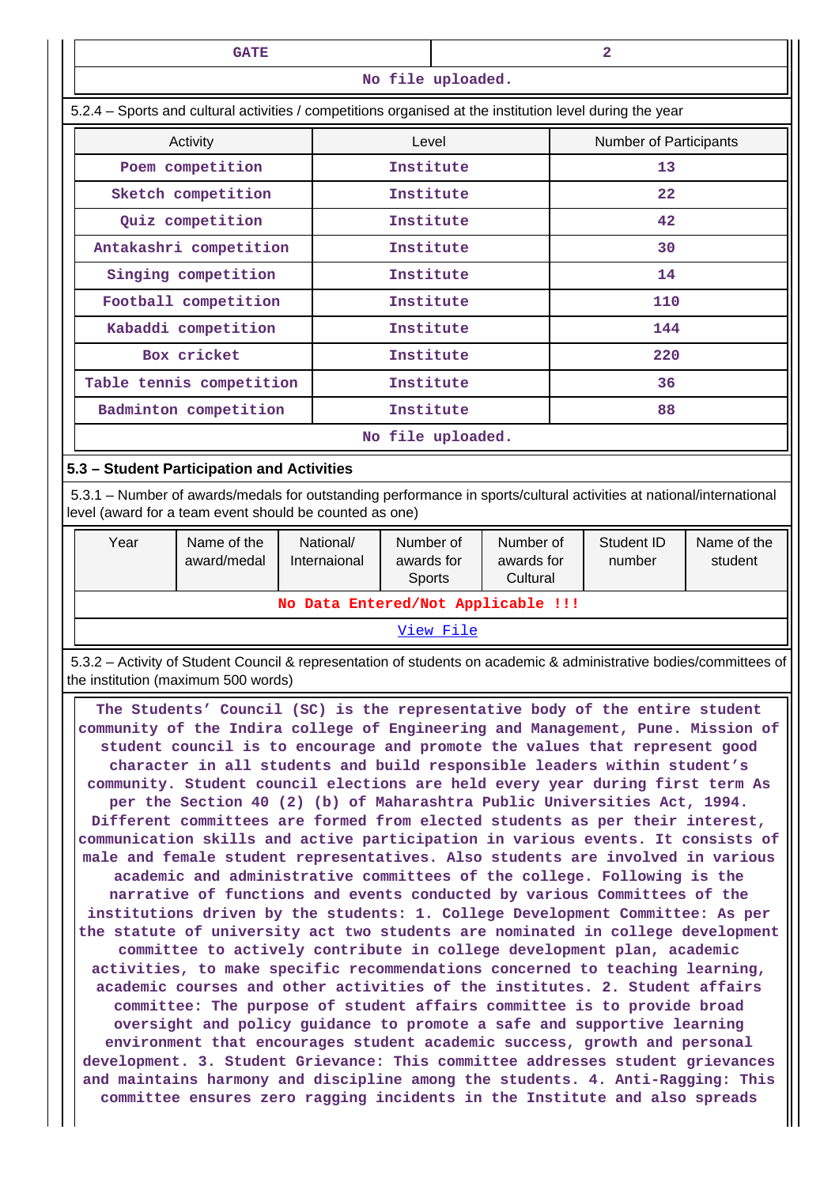| GATE | 2 |
|---|---|
| No file uploaded. | |

5.2.4 – Sports and cultural activities / competitions organised at the institution level during the year

| Activity | Level | Number of Participants |
|---|---|---|
| Poem competition | Institute | 13 |
| Sketch competition | Institute | 22 |
| Quiz competition | Institute | 42 |
| Antakashri competition | Institute | 30 |
| Singing competition | Institute | 14 |
| Football competition | Institute | 110 |
| Kabaddi competition | Institute | 144 |
| Box cricket | Institute | 220 |
| Table tennis competition | Institute | 36 |
| Badminton competition | Institute | 88 |
| No file uploaded. | | |

### 5.3 – Student Participation and Activities

5.3.1 – Number of awards/medals for outstanding performance in sports/cultural activities at national/international level (award for a team event should be counted as one)

| Year | Name of the award/medal | National/ Internaional | Number of awards for Sports | Number of awards for Cultural | Student ID number | Name of the student |
|---|---|---|---|---|---|---|
| No Data Entered/Not Applicable !!! | | | | | | |
| View File | | | | | | |

5.3.2 – Activity of Student Council & representation of students on academic & administrative bodies/committees of the institution (maximum 500 words)

The Students' Council (SC) is the representative body of the entire student community of the Indira college of Engineering and Management, Pune. Mission of student council is to encourage and promote the values that represent good character in all students and build responsible leaders within student's community. Student council elections are held every year during first term As per the Section 40 (2) (b) of Maharashtra Public Universities Act, 1994. Different committees are formed from elected students as per their interest, communication skills and active participation in various events. It consists of male and female student representatives. Also students are involved in various academic and administrative committees of the college. Following is the narrative of functions and events conducted by various Committees of the institutions driven by the students: 1. College Development Committee: As per the statute of university act two students are nominated in college development committee to actively contribute in college development plan, academic activities, to make specific recommendations concerned to teaching learning, academic courses and other activities of the institutes. 2. Student affairs committee: The purpose of student affairs committee is to provide broad oversight and policy guidance to promote a safe and supportive learning environment that encourages student academic success, growth and personal development. 3. Student Grievance: This committee addresses student grievances and maintains harmony and discipline among the students. 4. Anti-Ragging: This committee ensures zero ragging incidents in the Institute and also spreads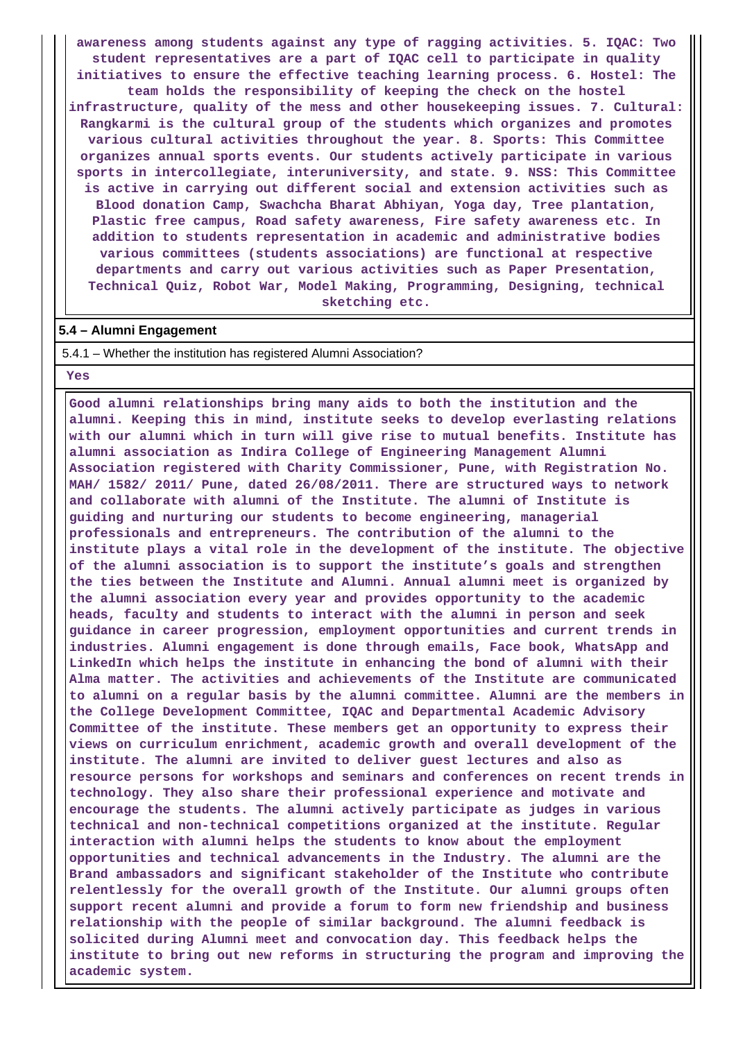awareness among students against any type of ragging activities. 5. IQAC: Two student representatives are a part of IQAC cell to participate in quality initiatives to ensure the effective teaching learning process. 6. Hostel: The team holds the responsibility of keeping the check on the hostel infrastructure, quality of the mess and other housekeeping issues. 7. Cultural: Rangkarmi is the cultural group of the students which organizes and promotes various cultural activities throughout the year. 8. Sports: This Committee organizes annual sports events. Our students actively participate in various sports in intercollegiate, interuniversity, and state. 9. NSS: This Committee is active in carrying out different social and extension activities such as Blood donation Camp, Swachcha Bharat Abhiyan, Yoga day, Tree plantation, Plastic free campus, Road safety awareness, Fire safety awareness etc. In addition to students representation in academic and administrative bodies various committees (students associations) are functional at respective departments and carry out various activities such as Paper Presentation, Technical Quiz, Robot War, Model Making, Programming, Designing, technical sketching etc.

**5.4 – Alumni Engagement**

5.4.1 – Whether the institution has registered Alumni Association?

Yes

Good alumni relationships bring many aids to both the institution and the alumni. Keeping this in mind, institute seeks to develop everlasting relations with our alumni which in turn will give rise to mutual benefits. Institute has alumni association as Indira College of Engineering Management Alumni Association registered with Charity Commissioner, Pune, with Registration No. MAH/ 1582/ 2011/ Pune, dated 26/08/2011. There are structured ways to network and collaborate with alumni of the Institute. The alumni of Institute is guiding and nurturing our students to become engineering, managerial professionals and entrepreneurs. The contribution of the alumni to the institute plays a vital role in the development of the institute. The objective of the alumni association is to support the institute's goals and strengthen the ties between the Institute and Alumni. Annual alumni meet is organized by the alumni association every year and provides opportunity to the academic heads, faculty and students to interact with the alumni in person and seek guidance in career progression, employment opportunities and current trends in industries. Alumni engagement is done through emails, Face book, WhatsApp and LinkedIn which helps the institute in enhancing the bond of alumni with their Alma matter. The activities and achievements of the Institute are communicated to alumni on a regular basis by the alumni committee. Alumni are the members in the College Development Committee, IQAC and Departmental Academic Advisory Committee of the institute. These members get an opportunity to express their views on curriculum enrichment, academic growth and overall development of the institute. The alumni are invited to deliver guest lectures and also as resource persons for workshops and seminars and conferences on recent trends in technology. They also share their professional experience and motivate and encourage the students. The alumni actively participate as judges in various technical and non-technical competitions organized at the institute. Regular interaction with alumni helps the students to know about the employment opportunities and technical advancements in the Industry. The alumni are the Brand ambassadors and significant stakeholder of the Institute who contribute relentlessly for the overall growth of the Institute. Our alumni groups often support recent alumni and provide a forum to form new friendship and business relationship with the people of similar background. The alumni feedback is solicited during Alumni meet and convocation day. This feedback helps the institute to bring out new reforms in structuring the program and improving the academic system.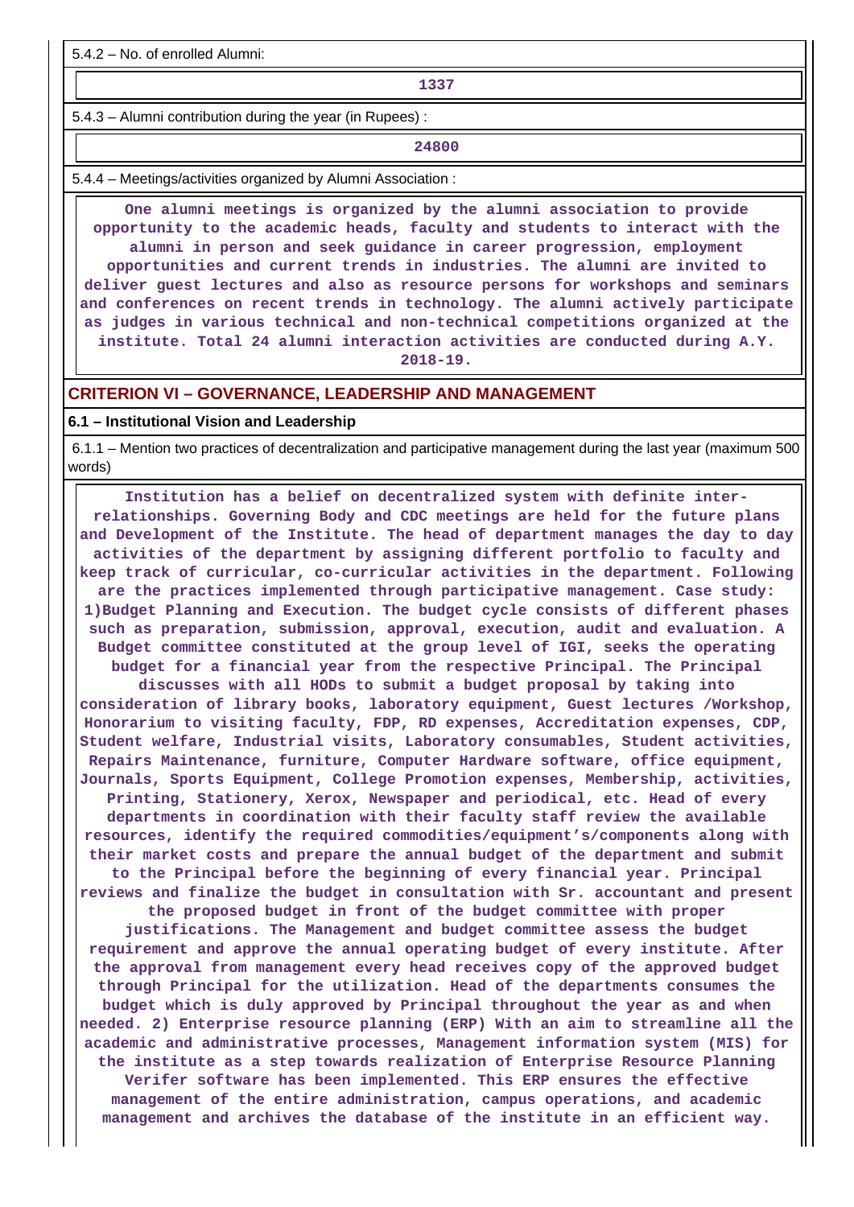5.4.2 – No. of enrolled Alumni:

**1337**

5.4.3 – Alumni contribution during the year (in Rupees) :

**24800**

5.4.4 – Meetings/activities organized by Alumni Association :

**One alumni meetings is organized by the alumni association to provide opportunity to the academic heads, faculty and students to interact with the alumni in person and seek guidance in career progression, employment opportunities and current trends in industries. The alumni are invited to deliver guest lectures and also as resource persons for workshops and seminars and conferences on recent trends in technology. The alumni actively participate as judges in various technical and non-technical competitions organized at the institute. Total 24 alumni interaction activities are conducted during A.Y. 2018-19.**

## CRITERION VI – GOVERNANCE, LEADERSHIP AND MANAGEMENT

### 6.1 – Institutional Vision and Leadership

6.1.1 – Mention two practices of decentralization and participative management during the last year (maximum 500 words)

**Institution has a belief on decentralized system with definite inter-relationships. Governing Body and CDC meetings are held for the future plans and Development of the Institute. The head of department manages the day to day activities of the department by assigning different portfolio to faculty and keep track of curricular, co-curricular activities in the department. Following are the practices implemented through participative management. Case study: 1)Budget Planning and Execution. The budget cycle consists of different phases such as preparation, submission, approval, execution, audit and evaluation. A Budget committee constituted at the group level of IGI, seeks the operating budget for a financial year from the respective Principal. The Principal discusses with all HODs to submit a budget proposal by taking into consideration of library books, laboratory equipment, Guest lectures /Workshop, Honorarium to visiting faculty, FDP, RD expenses, Accreditation expenses, CDP, Student welfare, Industrial visits, Laboratory consumables, Student activities, Repairs Maintenance, furniture, Computer Hardware software, office equipment, Journals, Sports Equipment, College Promotion expenses, Membership, activities, Printing, Stationery, Xerox, Newspaper and periodical, etc. Head of every departments in coordination with their faculty staff review the available resources, identify the required commodities/equipment's/components along with their market costs and prepare the annual budget of the department and submit to the Principal before the beginning of every financial year. Principal reviews and finalize the budget in consultation with Sr. accountant and present the proposed budget in front of the budget committee with proper justifications. The Management and budget committee assess the budget requirement and approve the annual operating budget of every institute. After the approval from management every head receives copy of the approved budget through Principal for the utilization. Head of the departments consumes the budget which is duly approved by Principal throughout the year as and when needed. 2) Enterprise resource planning (ERP) With an aim to streamline all the academic and administrative processes, Management information system (MIS) for the institute as a step towards realization of Enterprise Resource Planning Verifer software has been implemented. This ERP ensures the effective management of the entire administration, campus operations, and academic management and archives the database of the institute in an efficient way.**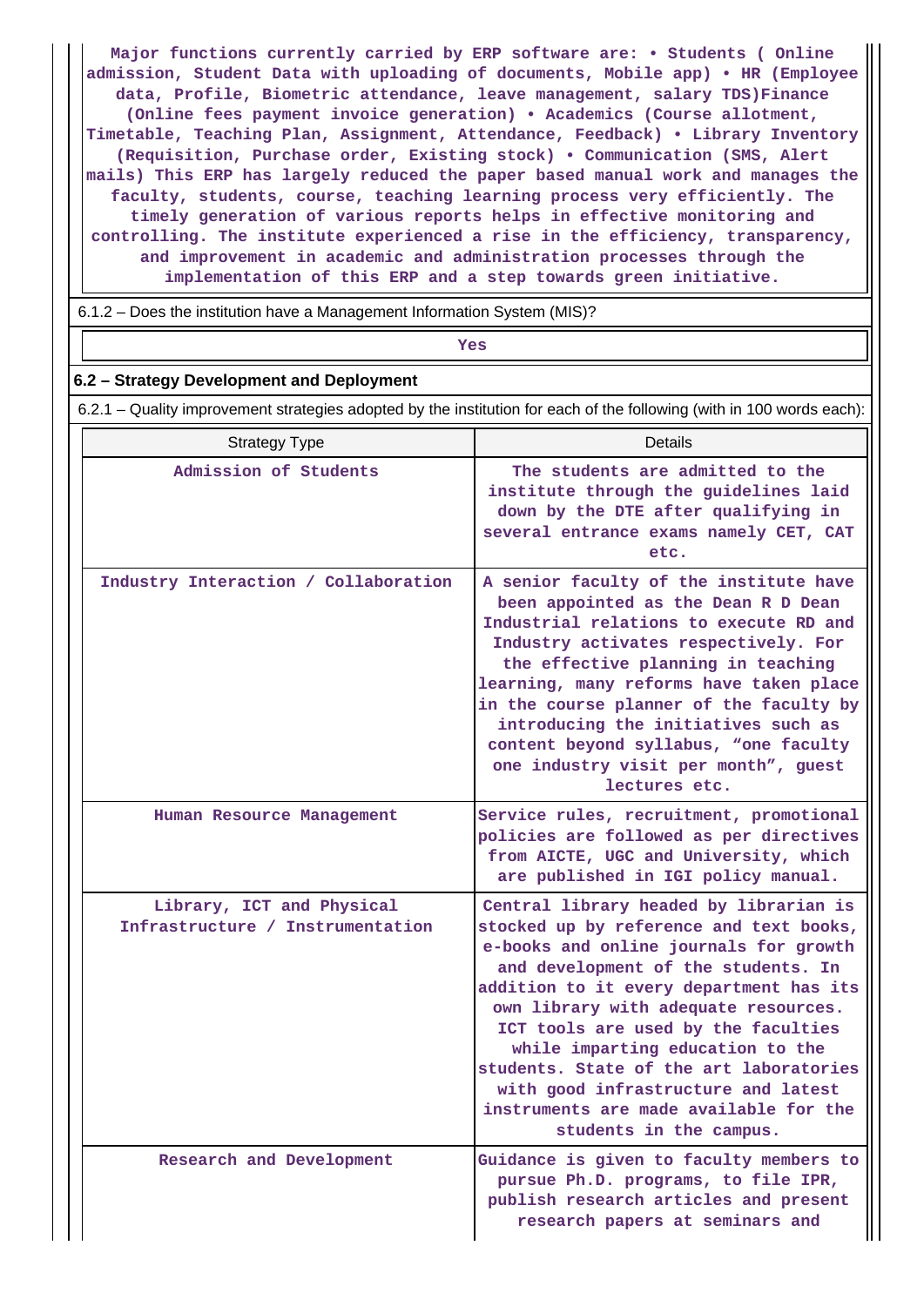Major functions currently carried by ERP software are: • Students ( Online admission, Student Data with uploading of documents, Mobile app) • HR (Employee data, Profile, Biometric attendance, leave management, salary TDS)Finance (Online fees payment invoice generation) • Academics (Course allotment, Timetable, Teaching Plan, Assignment, Attendance, Feedback) • Library Inventory (Requisition, Purchase order, Existing stock) • Communication (SMS, Alert mails) This ERP has largely reduced the paper based manual work and manages the faculty, students, course, teaching learning process very efficiently. The timely generation of various reports helps in effective monitoring and controlling. The institute experienced a rise in the efficiency, transparency, and improvement in academic and administration processes through the implementation of this ERP and a step towards green initiative.

6.1.2 – Does the institution have a Management Information System (MIS)?

Yes

**6.2 – Strategy Development and Deployment**

6.2.1 – Quality improvement strategies adopted by the institution for each of the following (with in 100 words each):

| Strategy Type | Details |
|---|---|
| Admission of Students | The students are admitted to the institute through the guidelines laid down by the DTE after qualifying in several entrance exams namely CET, CAT etc. |
| Industry Interaction / Collaboration | A senior faculty of the institute have been appointed as the Dean R D Dean Industrial relations to execute RD and Industry activates respectively. For the effective planning in teaching learning, many reforms have taken place in the course planner of the faculty by introducing the initiatives such as content beyond syllabus, "one faculty one industry visit per month", guest lectures etc. |
| Human Resource Management | Service rules, recruitment, promotional policies are followed as per directives from AICTE, UGC and University, which are published in IGI policy manual. |
| Library, ICT and Physical Infrastructure / Instrumentation | Central library headed by librarian is stocked up by reference and text books, e-books and online journals for growth and development of the students. In addition to it every department has its own library with adequate resources. ICT tools are used by the faculties while imparting education to the students. State of the art laboratories with good infrastructure and latest instruments are made available for the students in the campus. |
| Research and Development | Guidance is given to faculty members to pursue Ph.D. programs, to file IPR, publish research articles and present research papers at seminars and |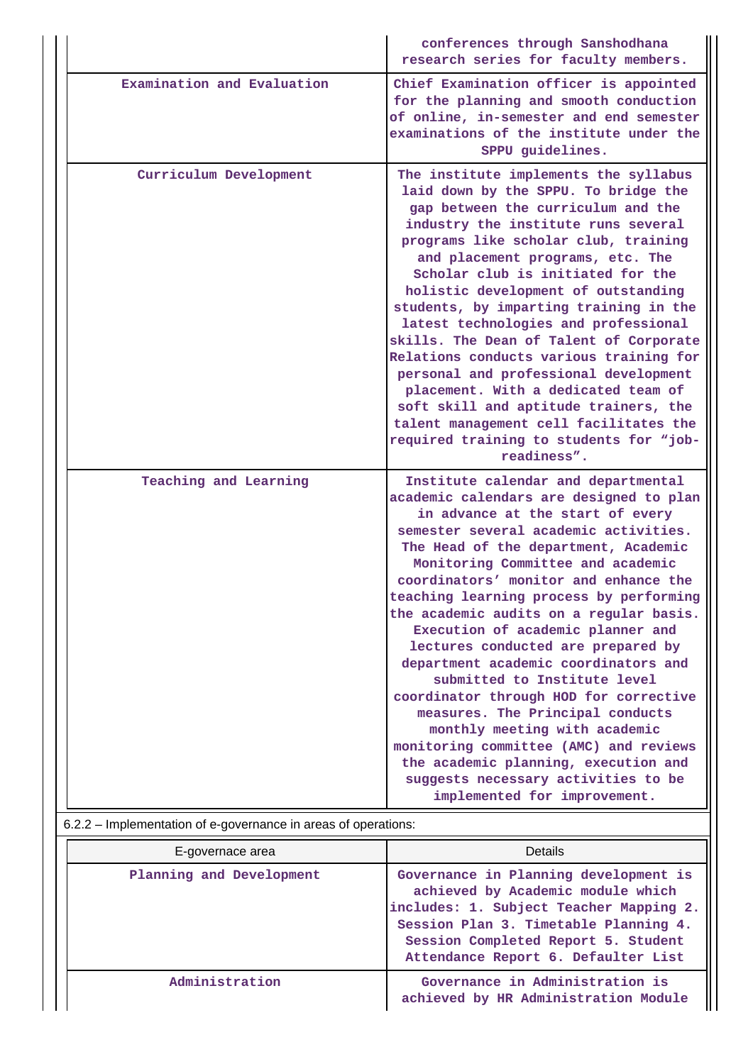| | |
|---|---|
| | conferences through Sanshodhana research series for faculty members. |
| Examination and Evaluation | Chief Examination officer is appointed for the planning and smooth conduction of online, in-semester and end semester examinations of the institute under the SPPU guidelines. |
| Curriculum Development | The institute implements the syllabus laid down by the SPPU. To bridge the gap between the curriculum and the industry the institute runs several programs like scholar club, training and placement programs, etc. The Scholar club is initiated for the holistic development of outstanding students, by imparting training in the latest technologies and professional skills. The Dean of Talent of Corporate Relations conducts various training for personal and professional development placement. With a dedicated team of soft skill and aptitude trainers, the talent management cell facilitates the required training to students for "job-readiness". |
| Teaching and Learning | Institute calendar and departmental academic calendars are designed to plan in advance at the start of every semester several academic activities. The Head of the department, Academic Monitoring Committee and academic coordinators' monitor and enhance the teaching learning process by performing the academic audits on a regular basis. Execution of academic planner and lectures conducted are prepared by department academic coordinators and submitted to Institute level coordinator through HOD for corrective measures. The Principal conducts monthly meeting with academic monitoring committee (AMC) and reviews the academic planning, execution and suggests necessary activities to be implemented for improvement. |

6.2.2 – Implementation of e-governance in areas of operations:

| E-governace area | Details |
|---|---|
| Planning and Development | Governance in Planning development is achieved by Academic module which includes: 1. Subject Teacher Mapping 2. Session Plan 3. Timetable Planning 4. Session Completed Report 5. Student Attendance Report 6. Defaulter List |
| Administration | Governance in Administration is achieved by HR Administration Module |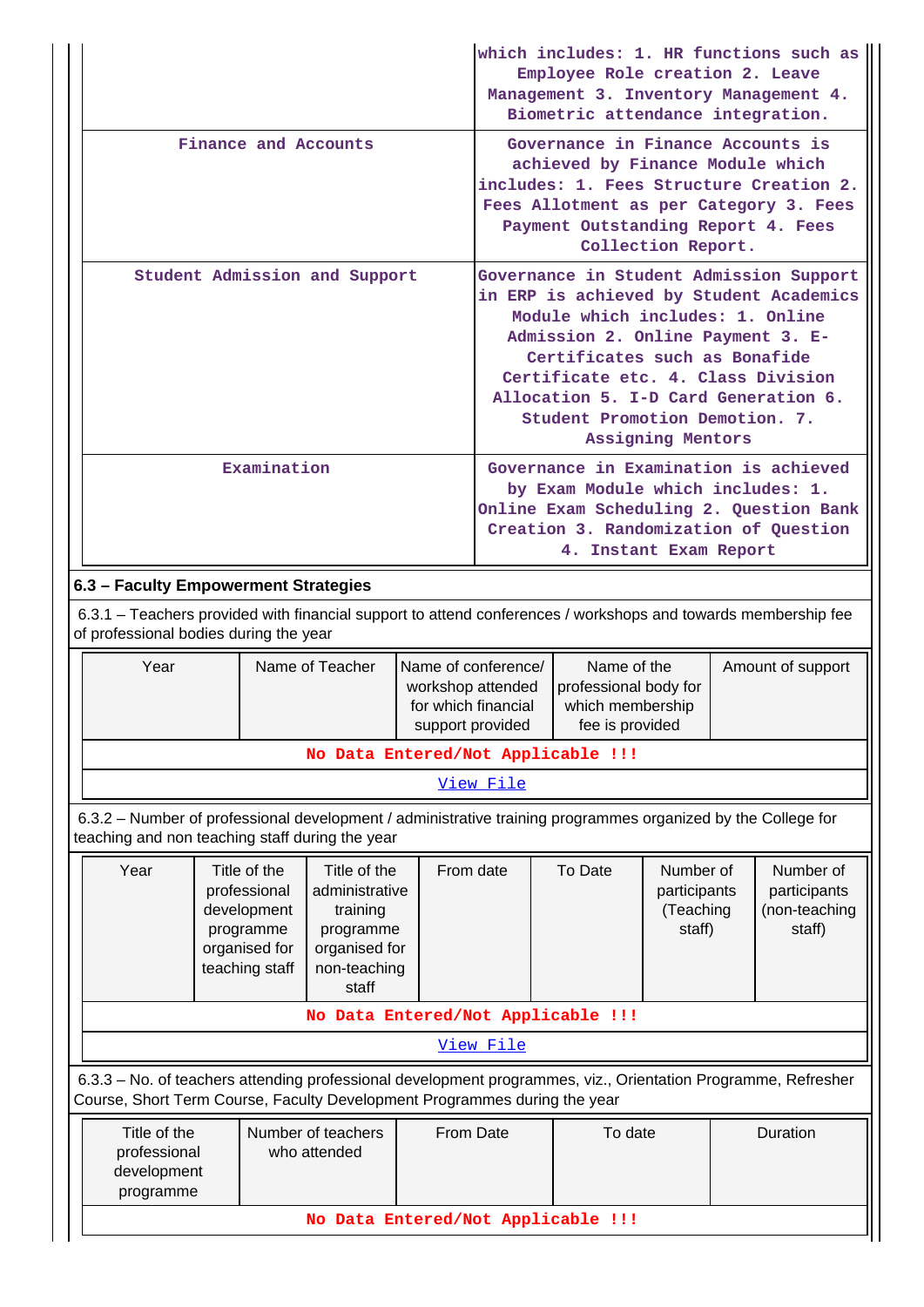| | |
|---|---|
| | which includes: 1. HR functions such as Employee Role creation 2. Leave Management 3. Inventory Management 4. Biometric attendance integration. |
| Finance and Accounts | Governance in Finance Accounts is achieved by Finance Module which includes: 1. Fees Structure Creation 2. Fees Allotment as per Category 3. Fees Payment Outstanding Report 4. Fees Collection Report. |
| Student Admission and Support | Governance in Student Admission Support in ERP is achieved by Student Academics Module which includes: 1. Online Admission 2. Online Payment 3. E-Certificates such as Bonafide Certificate etc. 4. Class Division Allocation 5. I-D Card Generation 6. Student Promotion Demotion. 7. Assigning Mentors |
| Examination | Governance in Examination is achieved by Exam Module which includes: 1. Online Exam Scheduling 2. Question Bank Creation 3. Randomization of Question 4. Instant Exam Report |

**6.3 – Faculty Empowerment Strategies**

6.3.1 – Teachers provided with financial support to attend conferences / workshops and towards membership fee of professional bodies during the year

| Year | Name of Teacher | Name of conference/ workshop attended for which financial support provided | Name of the professional body for which membership fee is provided | Amount of support |
|---|---|---|---|---|
| No Data Entered/Not Applicable !!! | | | | |
| View File | | | | |

6.3.2 – Number of professional development / administrative training programmes organized by the College for teaching and non teaching staff during the year

| Year | Title of the professional development programme organised for teaching staff | Title of the administrative training programme organised for non-teaching staff | From date | To Date | Number of participants (Teaching staff) | Number of participants (non-teaching staff) |
|---|---|---|---|---|---|---|
| No Data Entered/Not Applicable !!! | | | | | | |
| View File | | | | | | |

6.3.3 – No. of teachers attending professional development programmes, viz., Orientation Programme, Refresher Course, Short Term Course, Faculty Development Programmes during the year

| Title of the professional development programme | Number of teachers who attended | From Date | To date | Duration |
|---|---|---|---|---|
| No Data Entered/Not Applicable !!! | | | | |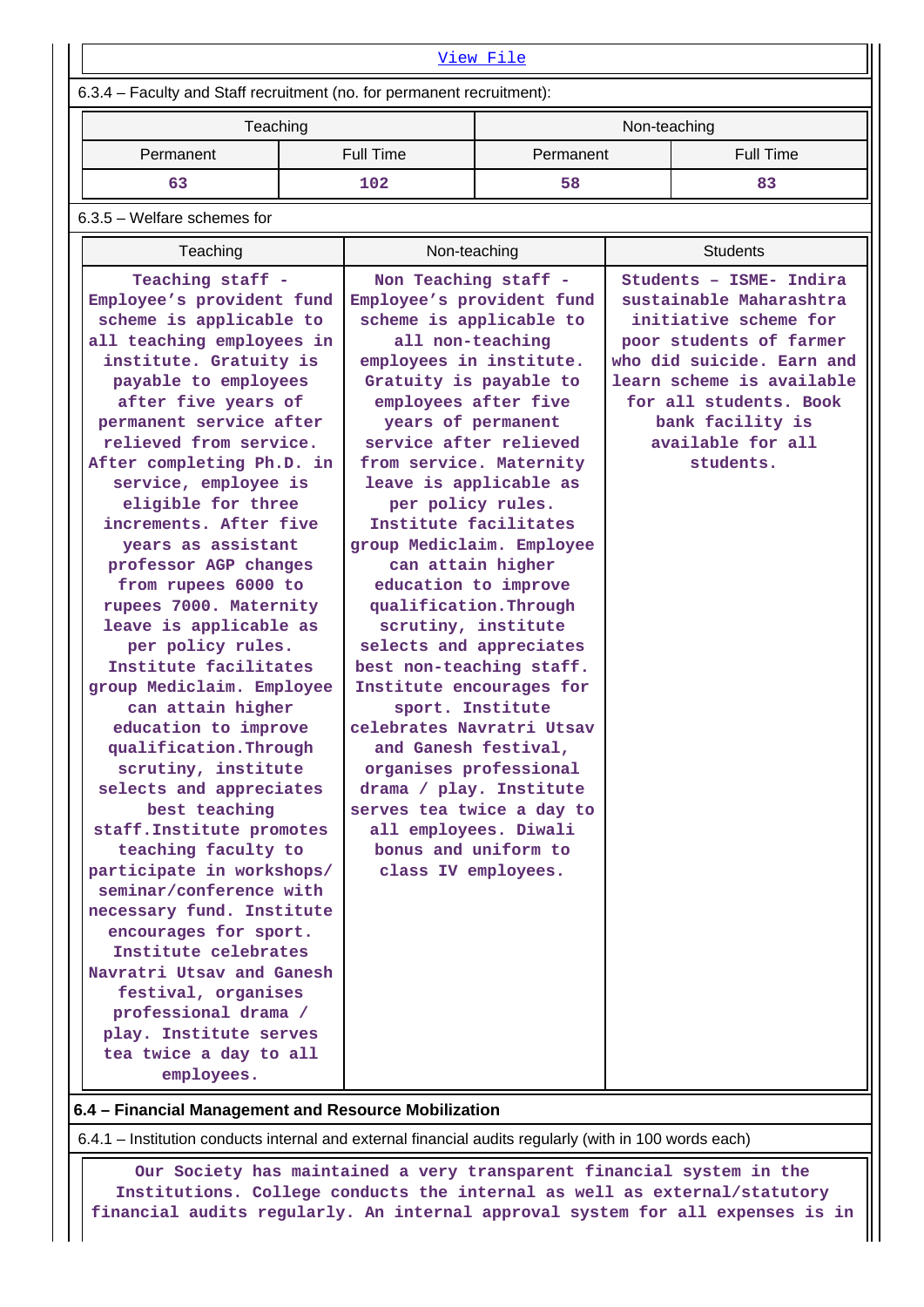View File

6.3.4 – Faculty and Staff recruitment (no. for permanent recruitment):

| Teaching | | Non-teaching | |
|---|---|---|---|
| Permanent | Full Time | Permanent | Full Time |
| 63 | 102 | 58 | 83 |

6.3.5 – Welfare schemes for

| Teaching | Non-teaching | Students |
|---|---|---|
| Teaching staff - Employee's provident fund scheme is applicable to all teaching employees in institute. Gratuity is payable to employees after five years of permanent service after relieved from service. After completing Ph.D. in service, employee is eligible for three increments. After five years as assistant professor AGP changes from rupees 6000 to rupees 7000. Maternity leave is applicable as per policy rules. Institute facilitates group Mediclaim. Employee can attain higher education to improve qualification.Through scrutiny, institute selects and appreciates best teaching staff.Institute promotes teaching faculty to participate in workshops/ seminar/conference with necessary fund. Institute encourages for sport. Institute celebrates Navratri Utsav and Ganesh festival, organises professional drama / play. Institute serves tea twice a day to all employees. | Non Teaching staff - Employee's provident fund scheme is applicable to all non-teaching employees in institute. Gratuity is payable to employees after five years of permanent service after relieved from service. Maternity leave is applicable as per policy rules. Institute facilitates group Mediclaim. Employee can attain higher education to improve qualification.Through scrutiny, institute selects and appreciates best non-teaching staff. Institute encourages for sport. Institute celebrates Navratri Utsav and Ganesh festival, organises professional drama / play. Institute serves tea twice a day to all employees. Diwali bonus and uniform to class IV employees. | Students – ISME- Indira sustainable Maharashtra initiative scheme for poor students of farmer who did suicide. Earn and learn scheme is available for all students. Book bank facility is available for all students. |

**6.4 – Financial Management and Resource Mobilization**

6.4.1 – Institution conducts internal and external financial audits regularly (with in 100 words each)

Our Society has maintained a very transparent financial system in the Institutions. College conducts the internal as well as external/statutory financial audits regularly. An internal approval system for all expenses is in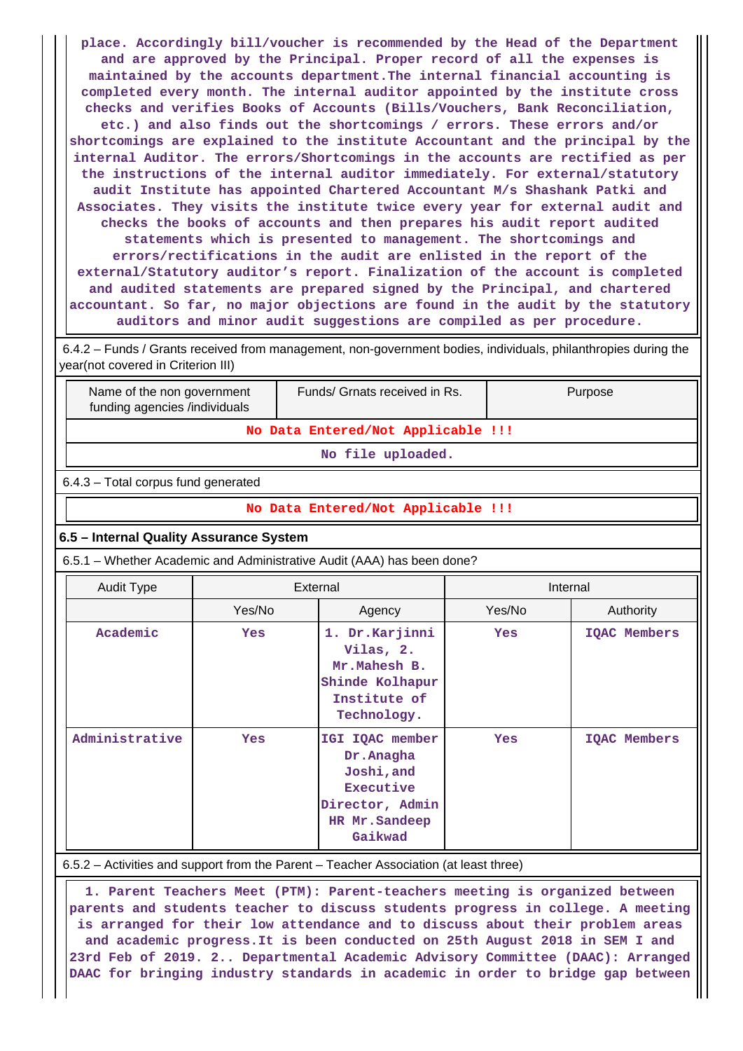place. Accordingly bill/voucher is recommended by the Head of the Department and are approved by the Principal. Proper record of all the expenses is maintained by the accounts department.The internal financial accounting is completed every month. The internal auditor appointed by the institute cross checks and verifies Books of Accounts (Bills/Vouchers, Bank Reconciliation, etc.) and also finds out the shortcomings / errors. These errors and/or shortcomings are explained to the institute Accountant and the principal by the internal Auditor. The errors/Shortcomings in the accounts are rectified as per the instructions of the internal auditor immediately. For external/statutory audit Institute has appointed Chartered Accountant M/s Shashank Patki and Associates. They visits the institute twice every year for external audit and checks the books of accounts and then prepares his audit report audited statements which is presented to management. The shortcomings and errors/rectifications in the audit are enlisted in the report of the external/Statutory auditor's report. Finalization of the account is completed and audited statements are prepared signed by the Principal, and chartered accountant. So far, no major objections are found in the audit by the statutory auditors and minor audit suggestions are compiled as per procedure.

6.4.2 – Funds / Grants received from management, non-government bodies, individuals, philanthropies during the year(not covered in Criterion III)

| Name of the non government funding agencies /individuals | Funds/ Grnats received in Rs. | Purpose |
|---|---|---|
| No Data Entered/Not Applicable !!! | | |
| No file uploaded. | | |

6.4.3 – Total corpus fund generated

No Data Entered/Not Applicable !!!

### 6.5 – Internal Quality Assurance System

6.5.1 – Whether Academic and Administrative Audit (AAA) has been done?

| Audit Type | External | | Internal | |
|---|---|---|---|---|
| | Yes/No | Agency | Yes/No | Authority |
| Academic | Yes | 1. Dr.Karjinni Vilas, 2. Mr.Mahesh B. Shinde Kolhapur Institute of Technology. | Yes | IQAC Members |
| Administrative | Yes | IGI IQAC member Dr.Anagha Joshi,and Executive Director, Admin HR Mr.Sandeep Gaikwad | Yes | IQAC Members |

6.5.2 – Activities and support from the Parent – Teacher Association (at least three)

1. Parent Teachers Meet (PTM): Parent-teachers meeting is organized between parents and students teacher to discuss students progress in college. A meeting is arranged for their low attendance and to discuss about their problem areas and academic progress.It is been conducted on 25th August 2018 in SEM I and 23rd Feb of 2019. 2.. Departmental Academic Advisory Committee (DAAC): Arranged DAAC for bringing industry standards in academic in order to bridge gap between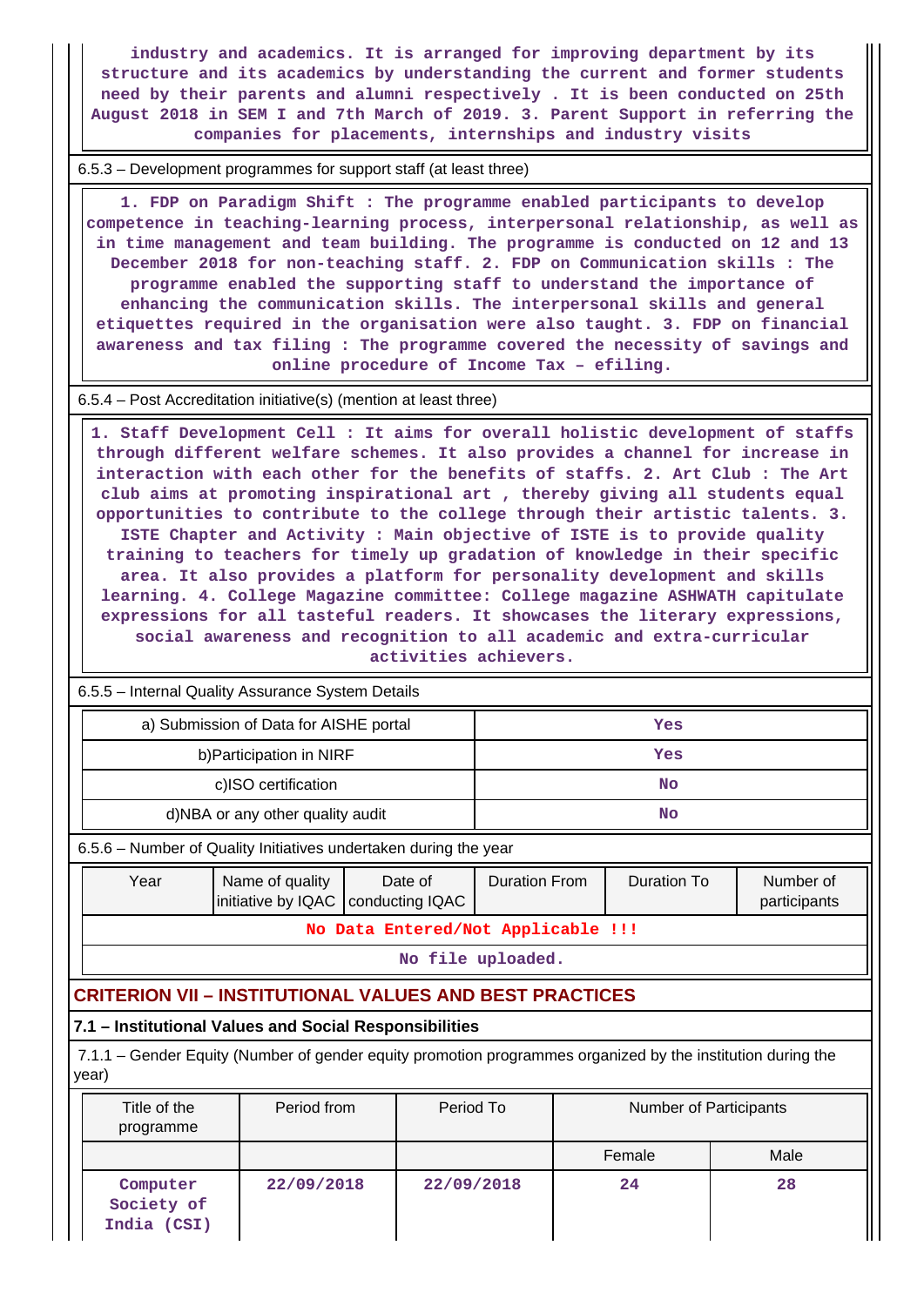industry and academics. It is arranged for improving department by its structure and its academics by understanding the current and former students need by their parents and alumni respectively . It is been conducted on 25th August 2018 in SEM I and 7th March of 2019. 3. Parent Support in referring the companies for placements, internships and industry visits

6.5.3 – Development programmes for support staff (at least three)

1. FDP on Paradigm Shift : The programme enabled participants to develop competence in teaching-learning process, interpersonal relationship, as well as in time management and team building. The programme is conducted on 12 and 13 December 2018 for non-teaching staff. 2. FDP on Communication skills : The programme enabled the supporting staff to understand the importance of enhancing the communication skills. The interpersonal skills and general etiquettes required in the organisation were also taught. 3. FDP on financial awareness and tax filing : The programme covered the necessity of savings and online procedure of Income Tax – efiling.

6.5.4 – Post Accreditation initiative(s) (mention at least three)

1. Staff Development Cell : It aims for overall holistic development of staffs through different welfare schemes. It also provides a channel for increase in interaction with each other for the benefits of staffs. 2. Art Club : The Art club aims at promoting inspirational art , thereby giving all students equal opportunities to contribute to the college through their artistic talents. 3. ISTE Chapter and Activity : Main objective of ISTE is to provide quality training to teachers for timely up gradation of knowledge in their specific area. It also provides a platform for personality development and skills learning. 4. College Magazine committee: College magazine ASHWATH capitulate expressions for all tasteful readers. It showcases the literary expressions, social awareness and recognition to all academic and extra-curricular activities achievers.

6.5.5 – Internal Quality Assurance System Details

| a) Submission of Data for AISHE portal | Yes |
|---|---|
| b)Participation in NIRF | Yes |
| c)ISO certification | No |
| d)NBA or any other quality audit | No |

6.5.6 – Number of Quality Initiatives undertaken during the year

| Year | Name of quality initiative by IQAC | Date of conducting IQAC | Duration From | Duration To | Number of participants |
|---|---|---|---|---|---|
| No Data Entered/Not Applicable !!! | | | | | |
| No file uploaded. | | | | | |

## CRITERION VII – INSTITUTIONAL VALUES AND BEST PRACTICES

### 7.1 – Institutional Values and Social Responsibilities

7.1.1 – Gender Equity (Number of gender equity promotion programmes organized by the institution during the year)

| Title of the programme | Period from | Period To | Number of Participants | |
|---|---|---|---|---|
| | | | Female | Male |
| Computer Society of India (CSI) | 22/09/2018 | 22/09/2018 | 24 | 28 |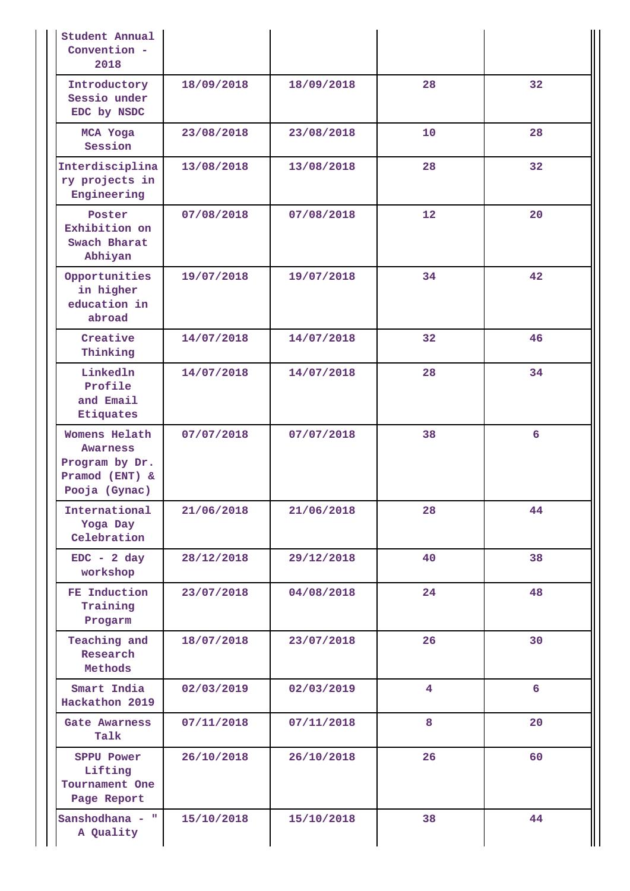| | | | | |
|---|---|---|---|---|
| Student Annual Convention - 2018 | | | | |
| Introductory Sessio under EDC by NSDC | 18/09/2018 | 18/09/2018 | 28 | 32 |
| MCA Yoga Session | 23/08/2018 | 23/08/2018 | 10 | 28 |
| Interdisciplinary projects in Engineering | 13/08/2018 | 13/08/2018 | 28 | 32 |
| Poster Exhibition on Swach Bharat Abhiyan | 07/08/2018 | 07/08/2018 | 12 | 20 |
| Opportunities in higher education in abroad | 19/07/2018 | 19/07/2018 | 34 | 42 |
| Creative Thinking | 14/07/2018 | 14/07/2018 | 32 | 46 |
| Linkedln Profile and Email Etiquates | 14/07/2018 | 14/07/2018 | 28 | 34 |
| Womens Helath Awarness Program by Dr. Pramod (ENT) & Pooja (Gynac) | 07/07/2018 | 07/07/2018 | 38 | 6 |
| International Yoga Day Celebration | 21/06/2018 | 21/06/2018 | 28 | 44 |
| EDC - 2 day workshop | 28/12/2018 | 29/12/2018 | 40 | 38 |
| FE Induction Training Progarm | 23/07/2018 | 04/08/2018 | 24 | 48 |
| Teaching and Research Methods | 18/07/2018 | 23/07/2018 | 26 | 30 |
| Smart India Hackathon 2019 | 02/03/2019 | 02/03/2019 | 4 | 6 |
| Gate Awarness Talk | 07/11/2018 | 07/11/2018 | 8 | 20 |
| SPPU Power Lifting Tournament One Page Report | 26/10/2018 | 26/10/2018 | 26 | 60 |
| Sanshodhana - " A Quality | 15/10/2018 | 15/10/2018 | 38 | 44 |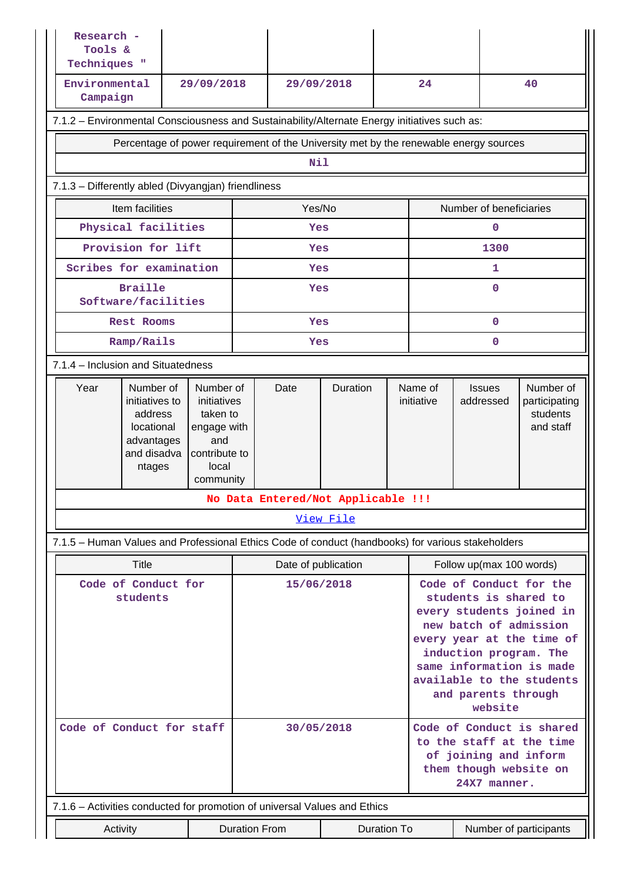| | | | | |
|---|---|---|---|---|
| Research - Tools & Techniques " | | | | |
| Environmental Campaign | 29/09/2018 | 29/09/2018 | 24 | 40 |

7.1.2 – Environmental Consciousness and Sustainability/Alternate Energy initiatives such as:

| Percentage of power requirement of the University met by the renewable energy sources |
|---|
| Nil |

7.1.3 – Differently abled (Divyangjan) friendliness

| Item facilities | Yes/No | Number of beneficiaries |
|---|---|---|
| Physical facilities | Yes | 0 |
| Provision for lift | Yes | 1300 |
| Scribes for examination | Yes | 1 |
| Braille Software/facilities | Yes | 0 |
| Rest Rooms | Yes | 0 |
| Ramp/Rails | Yes | 0 |

7.1.4 – Inclusion and Situatedness

| Year | Number of initiatives to address locational advantages and disadvantages | Number of initiatives taken to engage with and contribute to local community | Date | Duration | Name of initiative | Issues addressed | Number of participating students and staff |
|---|---|---|---|---|---|---|---|
| No Data Entered/Not Applicable !!! | | | | | | | |

View File

7.1.5 – Human Values and Professional Ethics Code of conduct (handbooks) for various stakeholders

| Title | Date of publication | Follow up(max 100 words) |
|---|---|---|
| Code of Conduct for students | 15/06/2018 | Code of Conduct for the students is shared to every students joined in new batch of admission every year at the time of induction program. The same information is made available to the students and parents through website |
| Code of Conduct for staff | 30/05/2018 | Code of Conduct is shared to the staff at the time of joining and inform them though website on 24X7 manner. |

7.1.6 – Activities conducted for promotion of universal Values and Ethics

| Activity | Duration From | Duration To | Number of participants |
|---|---|---|---|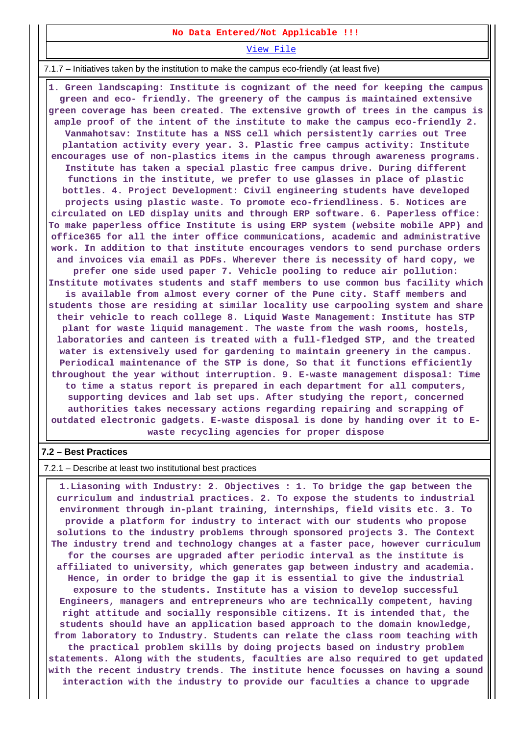**No Data Entered/Not Applicable !!!**

View File

7.1.7 – Initiatives taken by the institution to make the campus eco-friendly (at least five)

**1. Green landscaping: Institute is cognizant of the need for keeping the campus green and eco- friendly. The greenery of the campus is maintained extensive green coverage has been created. The extensive growth of trees in the campus is ample proof of the intent of the institute to make the campus eco-friendly 2. Vanmahotsav: Institute has a NSS cell which persistently carries out Tree plantation activity every year. 3. Plastic free campus activity: Institute encourages use of non-plastics items in the campus through awareness programs. Institute has taken a special plastic free campus drive. During different functions in the institute, we prefer to use glasses in place of plastic bottles. 4. Project Development: Civil engineering students have developed projects using plastic waste. To promote eco-friendliness. 5. Notices are circulated on LED display units and through ERP software. 6. Paperless office: To make paperless office Institute is using ERP system (website mobile APP) and office365 for all the inter office communications, academic and administrative work. In addition to that institute encourages vendors to send purchase orders and invoices via email as PDFs. Wherever there is necessity of hard copy, we prefer one side used paper 7. Vehicle pooling to reduce air pollution: Institute motivates students and staff members to use common bus facility which is available from almost every corner of the Pune city. Staff members and students those are residing at similar locality use carpooling system and share their vehicle to reach college 8. Liquid Waste Management: Institute has STP plant for waste liquid management. The waste from the wash rooms, hostels, laboratories and canteen is treated with a full-fledged STP, and the treated water is extensively used for gardening to maintain greenery in the campus. Periodical maintenance of the STP is done, So that it functions efficiently throughout the year without interruption. 9. E-waste management disposal: Time to time a status report is prepared in each department for all computers, supporting devices and lab set ups. After studying the report, concerned authorities takes necessary actions regarding repairing and scrapping of outdated electronic gadgets. E-waste disposal is done by handing over it to E-waste recycling agencies for proper dispose**

## 7.2 – Best Practices

7.2.1 – Describe at least two institutional best practices

**1.Liasoning with Industry: 2. Objectives : 1. To bridge the gap between the curriculum and industrial practices. 2. To expose the students to industrial environment through in-plant training, internships, field visits etc. 3. To provide a platform for industry to interact with our students who propose solutions to the industry problems through sponsored projects 3. The Context The industry trend and technology changes at a faster pace, however curriculum for the courses are upgraded after periodic interval as the institute is affiliated to university, which generates gap between industry and academia. Hence, in order to bridge the gap it is essential to give the industrial exposure to the students. Institute has a vision to develop successful Engineers, managers and entrepreneurs who are technically competent, having right attitude and socially responsible citizens. It is intended that, the students should have an application based approach to the domain knowledge, from laboratory to Industry. Students can relate the class room teaching with the practical problem skills by doing projects based on industry problem statements. Along with the students, faculties are also required to get updated with the recent industry trends. The institute hence focusses on having a sound interaction with the industry to provide our faculties a chance to upgrade**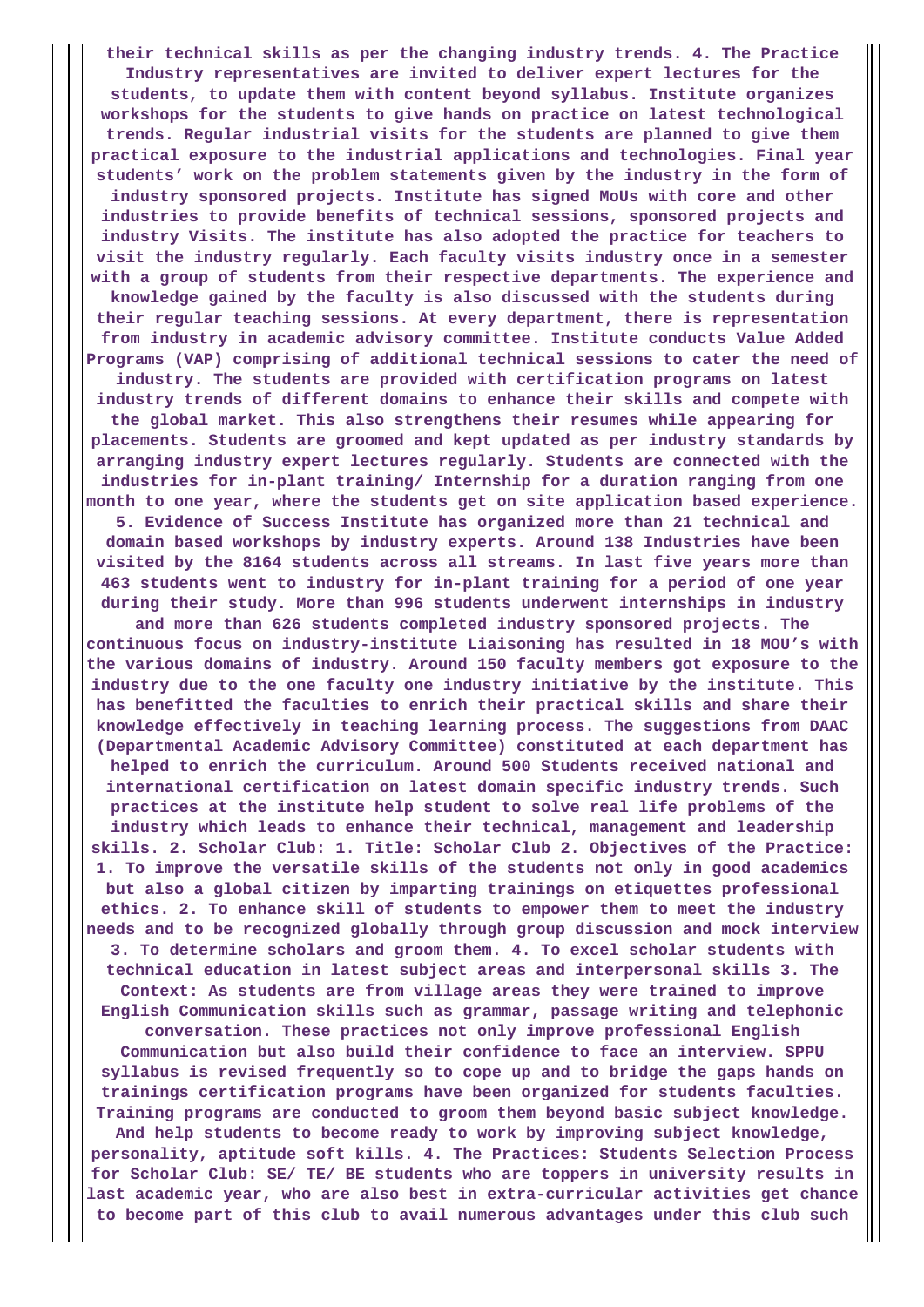**their technical skills as per the changing industry trends. 4. The Practice Industry representatives are invited to deliver expert lectures for the students, to update them with content beyond syllabus. Institute organizes workshops for the students to give hands on practice on latest technological trends. Regular industrial visits for the students are planned to give them practical exposure to the industrial applications and technologies. Final year students' work on the problem statements given by the industry in the form of industry sponsored projects. Institute has signed MoUs with core and other industries to provide benefits of technical sessions, sponsored projects and industry Visits. The institute has also adopted the practice for teachers to visit the industry regularly. Each faculty visits industry once in a semester with a group of students from their respective departments. The experience and knowledge gained by the faculty is also discussed with the students during their regular teaching sessions. At every department, there is representation from industry in academic advisory committee. Institute conducts Value Added Programs (VAP) comprising of additional technical sessions to cater the need of industry. The students are provided with certification programs on latest industry trends of different domains to enhance their skills and compete with the global market. This also strengthens their resumes while appearing for placements. Students are groomed and kept updated as per industry standards by arranging industry expert lectures regularly. Students are connected with the industries for in-plant training/ Internship for a duration ranging from one month to one year, where the students get on site application based experience. 5. Evidence of Success Institute has organized more than 21 technical and domain based workshops by industry experts. Around 138 Industries have been visited by the 8164 students across all streams. In last five years more than 463 students went to industry for in-plant training for a period of one year during their study. More than 996 students underwent internships in industry and more than 626 students completed industry sponsored projects. The continuous focus on industry-institute Liaisoning has resulted in 18 MOU's with the various domains of industry. Around 150 faculty members got exposure to the industry due to the one faculty one industry initiative by the institute. This has benefitted the faculties to enrich their practical skills and share their knowledge effectively in teaching learning process. The suggestions from DAAC (Departmental Academic Advisory Committee) constituted at each department has helped to enrich the curriculum. Around 500 Students received national and international certification on latest domain specific industry trends. Such practices at the institute help student to solve real life problems of the industry which leads to enhance their technical, management and leadership skills. 2. Scholar Club: 1. Title: Scholar Club 2. Objectives of the Practice: 1. To improve the versatile skills of the students not only in good academics but also a global citizen by imparting trainings on etiquettes professional ethics. 2. To enhance skill of students to empower them to meet the industry needs and to be recognized globally through group discussion and mock interview 3. To determine scholars and groom them. 4. To excel scholar students with technical education in latest subject areas and interpersonal skills 3. The Context: As students are from village areas they were trained to improve English Communication skills such as grammar, passage writing and telephonic conversation. These practices not only improve professional English Communication but also build their confidence to face an interview. SPPU syllabus is revised frequently so to cope up and to bridge the gaps hands on trainings certification programs have been organized for students faculties. Training programs are conducted to groom them beyond basic subject knowledge. And help students to become ready to work by improving subject knowledge, personality, aptitude soft kills. 4. The Practices: Students Selection Process for Scholar Club: SE/ TE/ BE students who are toppers in university results in last academic year, who are also best in extra-curricular activities get chance to become part of this club to avail numerous advantages under this club such**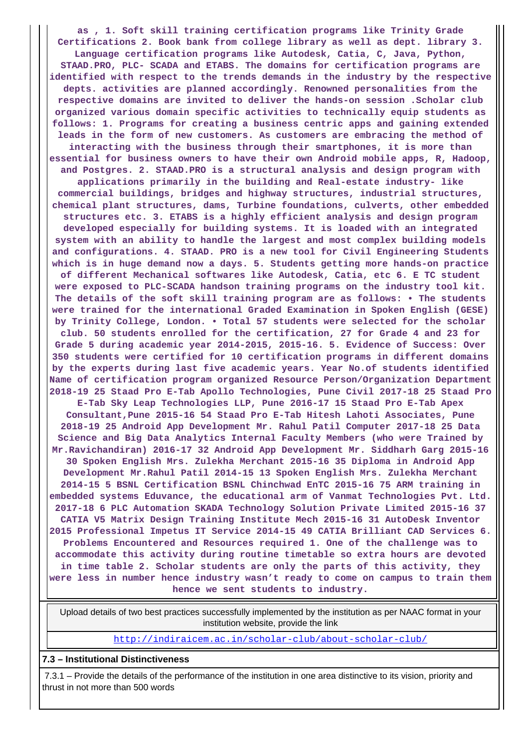as , 1. Soft skill training certification programs like Trinity Grade Certifications 2. Book bank from college library as well as dept. library 3. Language certification programs like Autodesk, Catia, C, Java, Python, STAAD.PRO, PLC- SCADA and ETABS. The domains for certification programs are identified with respect to the trends demands in the industry by the respective depts. activities are planned accordingly. Renowned personalities from the respective domains are invited to deliver the hands-on session .Scholar club organized various domain specific activities to technically equip students as follows: 1. Programs for creating a business centric apps and gaining extended leads in the form of new customers. As customers are embracing the method of interacting with the business through their smartphones, it is more than essential for business owners to have their own Android mobile apps, R, Hadoop, and Postgres. 2. STAAD.PRO is a structural analysis and design program with applications primarily in the building and Real-estate industry- like commercial buildings, bridges and highway structures, industrial structures, chemical plant structures, dams, Turbine foundations, culverts, other embedded structures etc. 3. ETABS is a highly efficient analysis and design program developed especially for building systems. It is loaded with an integrated system with an ability to handle the largest and most complex building models and configurations. 4. STAAD. PRO is a new tool for Civil Engineering Students which is in huge demand now a days. 5. Students getting more hands-on practice of different Mechanical softwares like Autodesk, Catia, etc 6. E TC student were exposed to PLC-SCADA handson training programs on the industry tool kit. The details of the soft skill training program are as follows: • The students were trained for the international Graded Examination in Spoken English (GESE) by Trinity College, London. • Total 57 students were selected for the scholar club. 50 students enrolled for the certification, 27 for Grade 4 and 23 for Grade 5 during academic year 2014-2015, 2015-16. 5. Evidence of Success: Over 350 students were certified for 10 certification programs in different domains by the experts during last five academic years. Year No.of students identified Name of certification program organized Resource Person/Organization Department 2018-19 25 Staad Pro E-Tab Apollo Technologies, Pune Civil 2017-18 25 Staad Pro E-Tab Sky Leap Technologies LLP, Pune 2016-17 15 Staad Pro E-Tab Apex Consultant,Pune 2015-16 54 Staad Pro E-Tab Hitesh Lahoti Associates, Pune 2018-19 25 Android App Development Mr. Rahul Patil Computer 2017-18 25 Data Science and Big Data Analytics Internal Faculty Members (who were Trained by Mr.Ravichandiran) 2016-17 32 Android App Development Mr. Siddharh Garg 2015-16 30 Spoken English Mrs. Zulekha Merchant 2015-16 35 Diploma in Android App Development Mr.Rahul Patil 2014-15 13 Spoken English Mrs. Zulekha Merchant 2014-15 5 BSNL Certification BSNL Chinchwad EnTC 2015-16 75 ARM training in embedded systems Eduvance, the educational arm of Vanmat Technologies Pvt. Ltd. 2017-18 6 PLC Automation SKADA Technology Solution Private Limited 2015-16 37 CATIA V5 Matrix Design Training Institute Mech 2015-16 31 AutoDesk Inventor 2015 Professional Impetus IT Service 2014-15 49 CATIA Brilliant CAD Services 6. Problems Encountered and Resources required 1. One of the challenge was to accommodate this activity during routine timetable so extra hours are devoted in time table 2. Scholar students are only the parts of this activity, they were less in number hence industry wasn't ready to come on campus to train them hence we sent students to industry.

| Upload details of two best practices successfully implemented by the institution as per NAAC format in your institution website, provide the link |
|---|
| http://indiraicem.ac.in/scholar-club/about-scholar-club/ |

**7.3 – Institutional Distinctiveness**

7.3.1 – Provide the details of the performance of the institution in one area distinctive to its vision, priority and thrust in not more than 500 words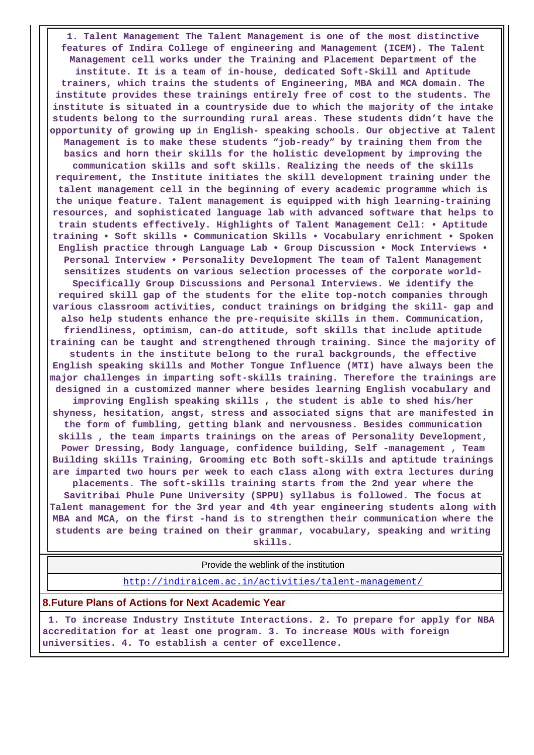1. Talent Management The Talent Management is one of the most distinctive features of Indira College of engineering and Management (ICEM). The Talent Management cell works under the Training and Placement Department of the institute. It is a team of in-house, dedicated Soft-Skill and Aptitude trainers, which trains the students of Engineering, MBA and MCA domain. The institute provides these trainings entirely free of cost to the students. The institute is situated in a countryside due to which the majority of the intake students belong to the surrounding rural areas. These students didn't have the opportunity of growing up in English- speaking schools. Our objective at Talent Management is to make these students "job-ready" by training them from the basics and horn their skills for the holistic development by improving the communication skills and soft skills. Realizing the needs of the skills requirement, the Institute initiates the skill development training under the talent management cell in the beginning of every academic programme which is the unique feature. Talent management is equipped with high learning-training resources, and sophisticated language lab with advanced software that helps to train students effectively. Highlights of Talent Management Cell: • Aptitude training • Soft skills • Communication Skills • Vocabulary enrichment • Spoken English practice through Language Lab • Group Discussion • Mock Interviews • Personal Interview • Personality Development The team of Talent Management sensitizes students on various selection processes of the corporate world- Specifically Group Discussions and Personal Interviews. We identify the required skill gap of the students for the elite top-notch companies through various classroom activities, conduct trainings on bridging the skill- gap and also help students enhance the pre-requisite skills in them. Communication, friendliness, optimism, can-do attitude, soft skills that include aptitude training can be taught and strengthened through training. Since the majority of students in the institute belong to the rural backgrounds, the effective English speaking skills and Mother Tongue Influence (MTI) have always been the major challenges in imparting soft-skills training. Therefore the trainings are designed in a customized manner where besides learning English vocabulary and improving English speaking skills , the student is able to shed his/her shyness, hesitation, angst, stress and associated signs that are manifested in the form of fumbling, getting blank and nervousness. Besides communication skills , the team imparts trainings on the areas of Personality Development, Power Dressing, Body language, confidence building, Self -management , Team Building skills Training, Grooming etc Both soft-skills and aptitude trainings are imparted two hours per week to each class along with extra lectures during placements. The soft-skills training starts from the 2nd year where the Savitribai Phule Pune University (SPPU) syllabus is followed. The focus at Talent management for the 3rd year and 4th year engineering students along with MBA and MCA, on the first -hand is to strengthen their communication where the students are being trained on their grammar, vocabulary, speaking and writing skills.

| Provide the weblink of the institution |
| --- |
| http://indiraicem.ac.in/activities/talent-management/ |

## 8.Future Plans of Actions for Next Academic Year

1. To increase Industry Institute Interactions. 2. To prepare for apply for NBA accreditation for at least one program. 3. To increase MOUs with foreign universities. 4. To establish a center of excellence.